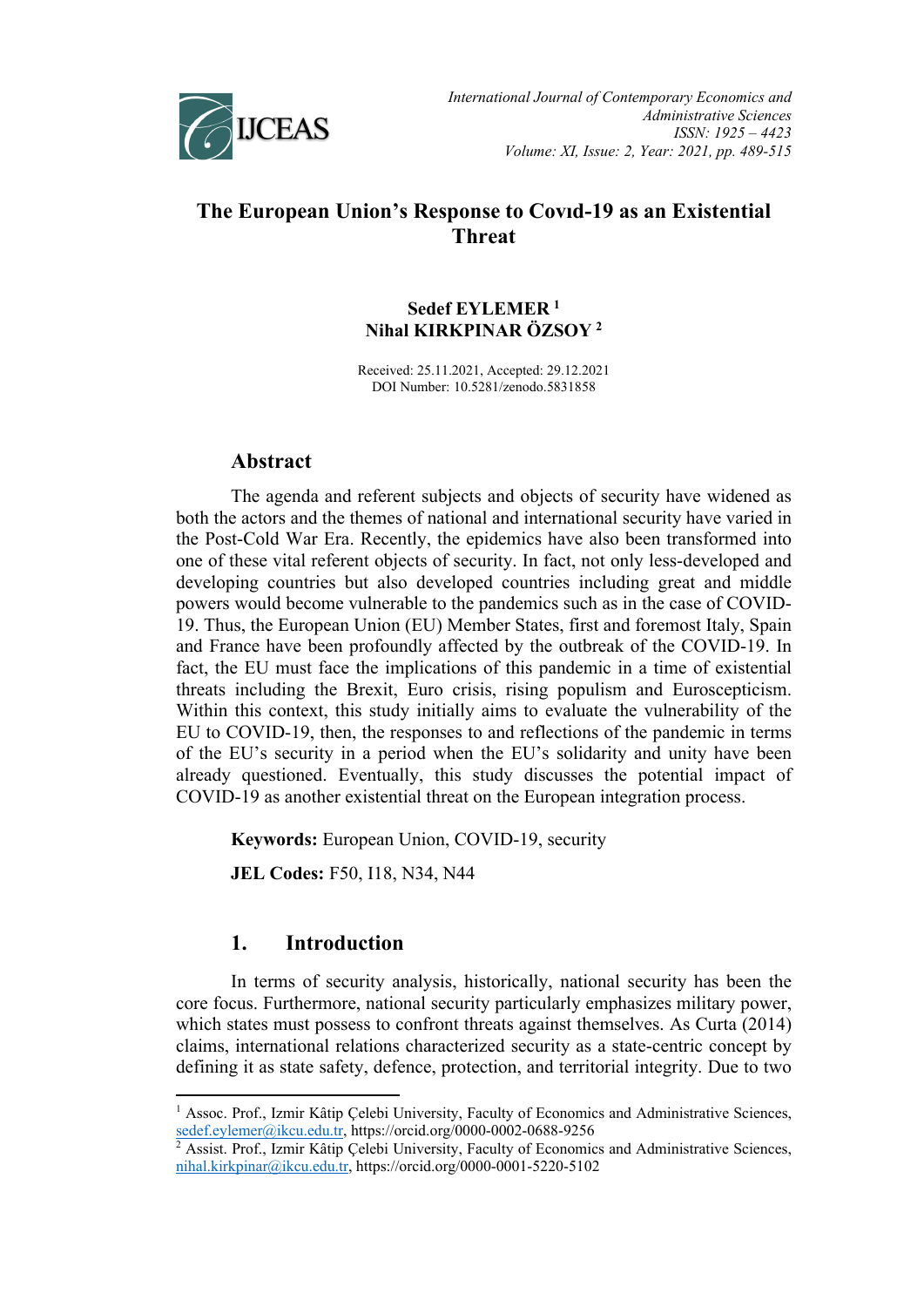# The European Union's Response to Covıd-19 as an Existential Threat

**Sedef EYLEMER [1]**
**Nihal KIRKPINAR ÖZSOY [2]**

Received: 25.11.2021, Accepted: 29.12.2021
DOI Number: 10.5281/zenodo.5831858

## Abstract

The agenda and referent subjects and objects of security have widened as both the actors and the themes of national and international security have varied in the Post-Cold War Era. Recently, the epidemics have also been transformed into one of these vital referent objects of security. In fact, not only less-developed and developing countries but also developed countries including great and middle powers would become vulnerable to the pandemics such as in the case of COVID-19. Thus, the European Union (EU) Member States, first and foremost Italy, Spain and France have been profoundly affected by the outbreak of the COVID-19. In fact, the EU must face the implications of this pandemic in a time of existential threats including the Brexit, Euro crisis, rising populism and Euroscepticism. Within this context, this study initially aims to evaluate the vulnerability of the EU to COVID-19, then, the responses to and reflections of the pandemic in terms of the EU's security in a period when the EU's solidarity and unity have been already questioned. Eventually, this study discusses the potential impact of COVID-19 as another existential threat on the European integration process.

**Keywords:** European Union, COVID-19, security

**JEL Codes:** F50, I18, N34, N44

## 1. Introduction

In terms of security analysis, historically, national security has been the core focus. Furthermore, national security particularly emphasizes military power, which states must possess to confront threats against themselves. As Curta (2014) claims, international relations characterized security as a state-centric concept by defining it as state safety, defence, protection, and territorial integrity. Due to two

---

[1] Assoc. Prof., Izmir Kâtip Çelebi University, Faculty of Economics and Administrative Sciences, sedef.eylemer@ikcu.edu.tr, https://orcid.org/0000-0002-0688-9256

[2] Assist. Prof., Izmir Kâtip Çelebi University, Faculty of Economics and Administrative Sciences, nihal.kirkpinar@ikcu.edu.tr, https://orcid.org/0000-0001-5220-5102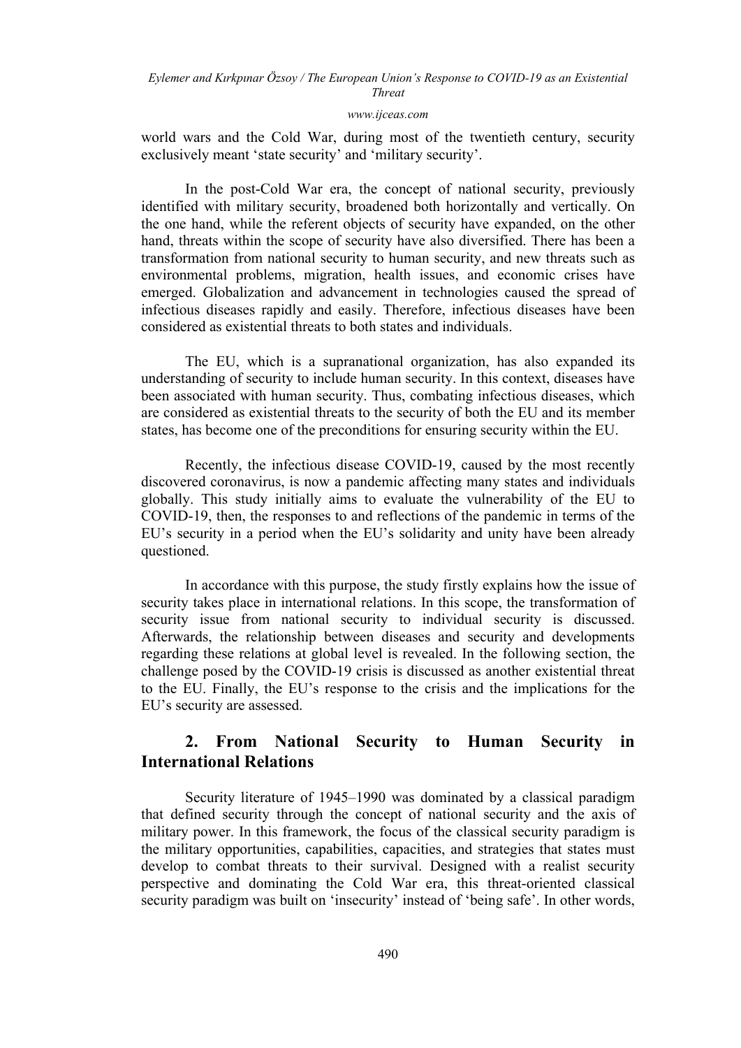world wars and the Cold War, during most of the twentieth century, security exclusively meant 'state security' and 'military security'.

In the post-Cold War era, the concept of national security, previously identified with military security, broadened both horizontally and vertically. On the one hand, while the referent objects of security have expanded, on the other hand, threats within the scope of security have also diversified. There has been a transformation from national security to human security, and new threats such as environmental problems, migration, health issues, and economic crises have emerged. Globalization and advancement in technologies caused the spread of infectious diseases rapidly and easily. Therefore, infectious diseases have been considered as existential threats to both states and individuals.

The EU, which is a supranational organization, has also expanded its understanding of security to include human security. In this context, diseases have been associated with human security. Thus, combating infectious diseases, which are considered as existential threats to the security of both the EU and its member states, has become one of the preconditions for ensuring security within the EU.

Recently, the infectious disease COVID-19, caused by the most recently discovered coronavirus, is now a pandemic affecting many states and individuals globally. This study initially aims to evaluate the vulnerability of the EU to COVID-19, then, the responses to and reflections of the pandemic in terms of the EU's security in a period when the EU's solidarity and unity have been already questioned.

In accordance with this purpose, the study firstly explains how the issue of security takes place in international relations. In this scope, the transformation of security issue from national security to individual security is discussed. Afterwards, the relationship between diseases and security and developments regarding these relations at global level is revealed. In the following section, the challenge posed by the COVID-19 crisis is discussed as another existential threat to the EU. Finally, the EU's response to the crisis and the implications for the EU's security are assessed.

## 2. From National Security to Human Security in International Relations

Security literature of 1945–1990 was dominated by a classical paradigm that defined security through the concept of national security and the axis of military power. In this framework, the focus of the classical security paradigm is the military opportunities, capabilities, capacities, and strategies that states must develop to combat threats to their survival. Designed with a realist security perspective and dominating the Cold War era, this threat-oriented classical security paradigm was built on 'insecurity' instead of 'being safe'. In other words,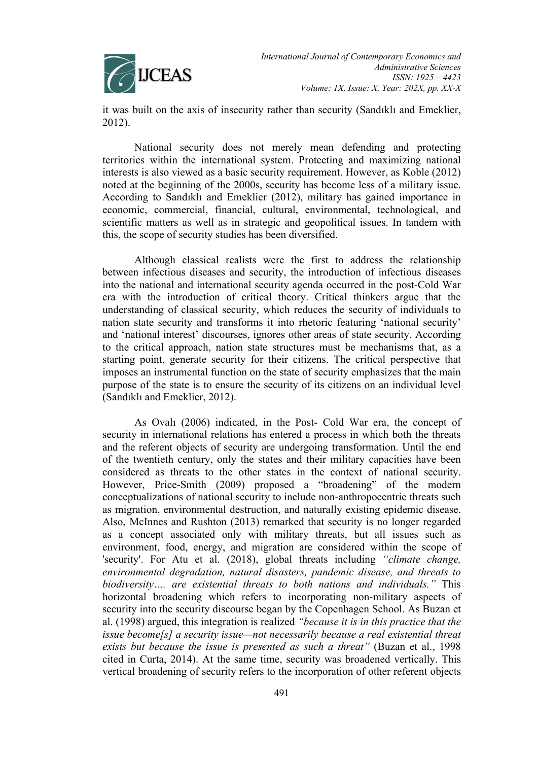it was built on the axis of insecurity rather than security (Sandıklı and Emeklier, 2012).

National security does not merely mean defending and protecting territories within the international system. Protecting and maximizing national interests is also viewed as a basic security requirement. However, as Koble (2012) noted at the beginning of the 2000s, security has become less of a military issue. According to Sandıklı and Emeklier (2012), military has gained importance in economic, commercial, financial, cultural, environmental, technological, and scientific matters as well as in strategic and geopolitical issues. In tandem with this, the scope of security studies has been diversified.

Although classical realists were the first to address the relationship between infectious diseases and security, the introduction of infectious diseases into the national and international security agenda occurred in the post-Cold War era with the introduction of critical theory. Critical thinkers argue that the understanding of classical security, which reduces the security of individuals to nation state security and transforms it into rhetoric featuring 'national security' and 'national interest' discourses, ignores other areas of state security. According to the critical approach, nation state structures must be mechanisms that, as a starting point, generate security for their citizens. The critical perspective that imposes an instrumental function on the state of security emphasizes that the main purpose of the state is to ensure the security of its citizens on an individual level (Sandıklı and Emeklier, 2012).

As Ovalı (2006) indicated, in the Post- Cold War era, the concept of security in international relations has entered a process in which both the threats and the referent objects of security are undergoing transformation. Until the end of the twentieth century, only the states and their military capacities have been considered as threats to the other states in the context of national security. However, Price-Smith (2009) proposed a "broadening" of the modern conceptualizations of national security to include non-anthropocentric threats such as migration, environmental destruction, and naturally existing epidemic disease. Also, McInnes and Rushton (2013) remarked that security is no longer regarded as a concept associated only with military threats, but all issues such as environment, food, energy, and migration are considered within the scope of 'security'. For Atu et al. (2018), global threats including *"climate change, environmental degradation, natural disasters, pandemic disease, and threats to biodiversity…. are existential threats to both nations and individuals."* This horizontal broadening which refers to incorporating non-military aspects of security into the security discourse began by the Copenhagen School. As Buzan et al. (1998) argued, this integration is realized *"because it is in this practice that the issue become[s] a security issue—not necessarily because a real existential threat exists but because the issue is presented as such a threat"* (Buzan et al., 1998 cited in Curta, 2014). At the same time, security was broadened vertically. This vertical broadening of security refers to the incorporation of other referent objects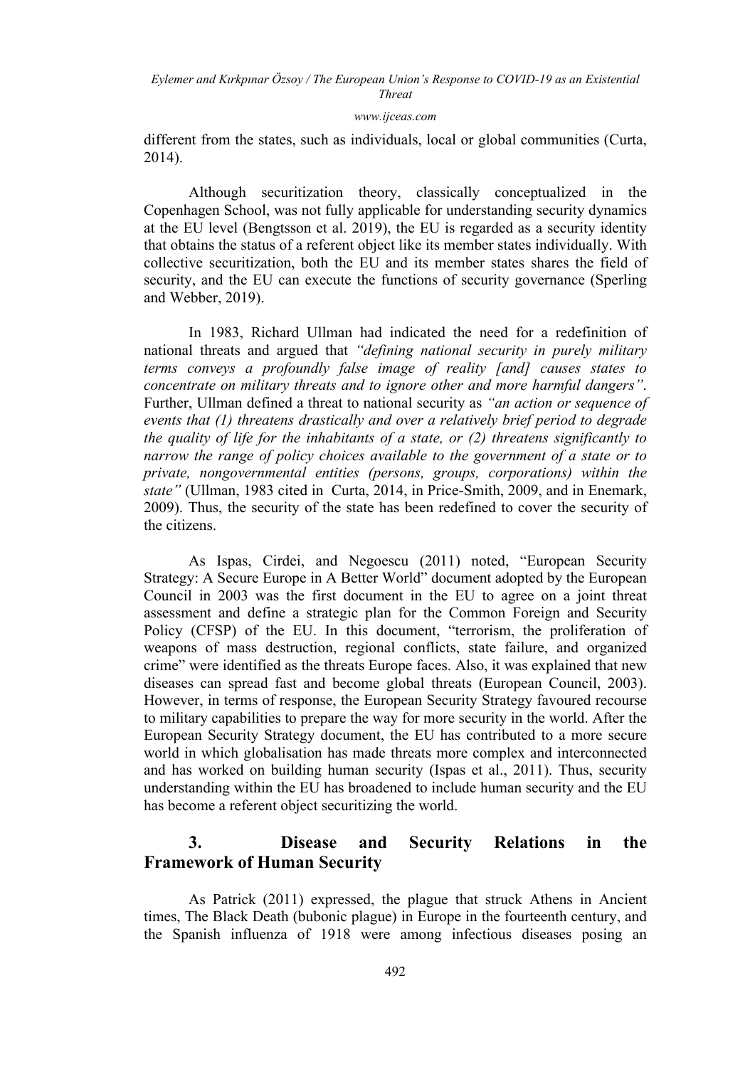different from the states, such as individuals, local or global communities (Curta, 2014).

Although securitization theory, classically conceptualized in the Copenhagen School, was not fully applicable for understanding security dynamics at the EU level (Bengtsson et al. 2019), the EU is regarded as a security identity that obtains the status of a referent object like its member states individually. With collective securitization, both the EU and its member states shares the field of security, and the EU can execute the functions of security governance (Sperling and Webber, 2019).

In 1983, Richard Ullman had indicated the need for a redefinition of national threats and argued that *"defining national security in purely military terms conveys a profoundly false image of reality [and] causes states to concentrate on military threats and to ignore other and more harmful dangers"*. Further, Ullman defined a threat to national security as *"an action or sequence of events that (1) threatens drastically and over a relatively brief period to degrade the quality of life for the inhabitants of a state, or (2) threatens significantly to narrow the range of policy choices available to the government of a state or to private, nongovernmental entities (persons, groups, corporations) within the state"* (Ullman, 1983 cited in Curta, 2014, in Price-Smith, 2009, and in Enemark, 2009). Thus, the security of the state has been redefined to cover the security of the citizens.

As Ispas, Cirdei, and Negoescu (2011) noted, "European Security Strategy: A Secure Europe in A Better World" document adopted by the European Council in 2003 was the first document in the EU to agree on a joint threat assessment and define a strategic plan for the Common Foreign and Security Policy (CFSP) of the EU. In this document, "terrorism, the proliferation of weapons of mass destruction, regional conflicts, state failure, and organized crime" were identified as the threats Europe faces. Also, it was explained that new diseases can spread fast and become global threats (European Council, 2003). However, in terms of response, the European Security Strategy favoured recourse to military capabilities to prepare the way for more security in the world. After the European Security Strategy document, the EU has contributed to a more secure world in which globalisation has made threats more complex and interconnected and has worked on building human security (Ispas et al., 2011). Thus, security understanding within the EU has broadened to include human security and the EU has become a referent object securitizing the world.

## 3. Disease and Security Relations in the Framework of Human Security

As Patrick (2011) expressed, the plague that struck Athens in Ancient times, The Black Death (bubonic plague) in Europe in the fourteenth century, and the Spanish influenza of 1918 were among infectious diseases posing an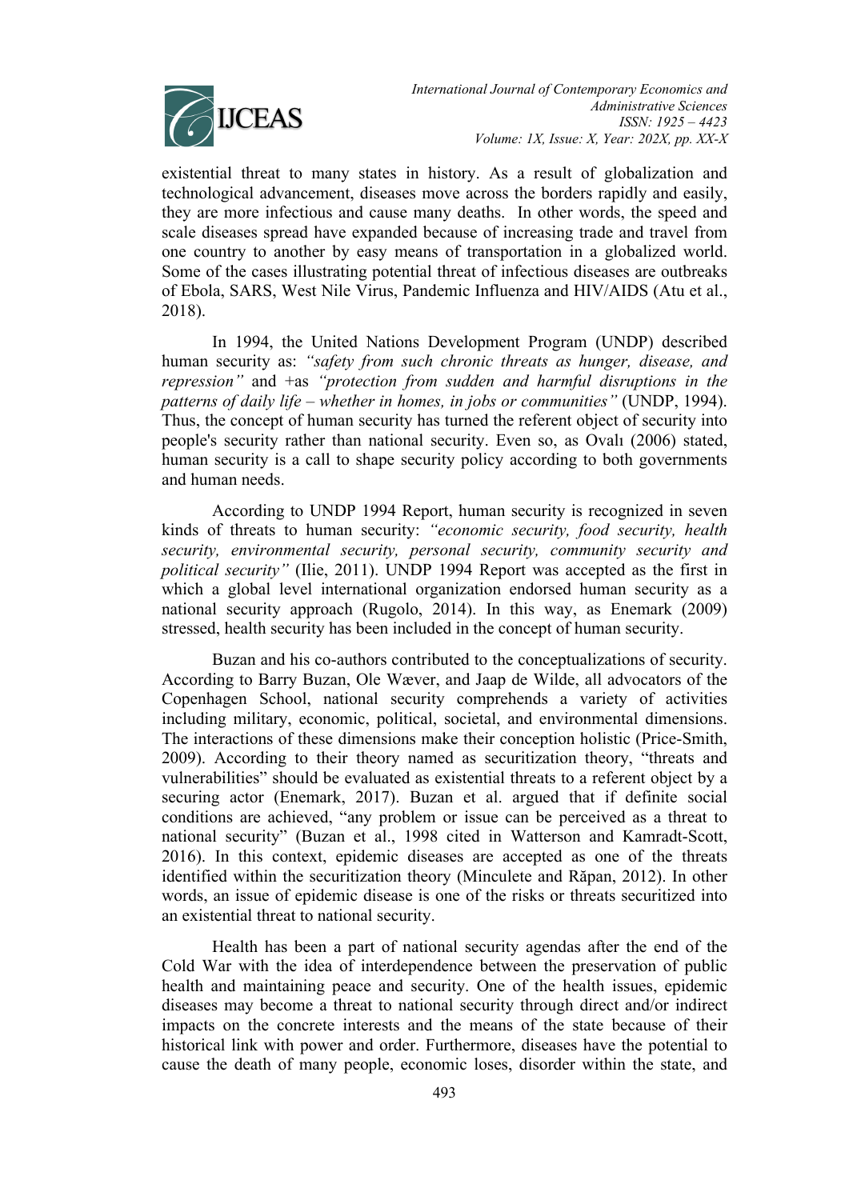existential threat to many states in history. As a result of globalization and technological advancement, diseases move across the borders rapidly and easily, they are more infectious and cause many deaths. In other words, the speed and scale diseases spread have expanded because of increasing trade and travel from one country to another by easy means of transportation in a globalized world. Some of the cases illustrating potential threat of infectious diseases are outbreaks of Ebola, SARS, West Nile Virus, Pandemic Influenza and HIV/AIDS (Atu et al., 2018).

In 1994, the United Nations Development Program (UNDP) described human security as: *"safety from such chronic threats as hunger, disease, and repression"* and +as *"protection from sudden and harmful disruptions in the patterns of daily life – whether in homes, in jobs or communities"* (UNDP, 1994). Thus, the concept of human security has turned the referent object of security into people's security rather than national security. Even so, as Ovalı (2006) stated, human security is a call to shape security policy according to both governments and human needs.

According to UNDP 1994 Report, human security is recognized in seven kinds of threats to human security: *"economic security, food security, health security, environmental security, personal security, community security and political security"* (Ilie, 2011). UNDP 1994 Report was accepted as the first in which a global level international organization endorsed human security as a national security approach (Rugolo, 2014). In this way, as Enemark (2009) stressed, health security has been included in the concept of human security.

Buzan and his co-authors contributed to the conceptualizations of security. According to Barry Buzan, Ole Wæver, and Jaap de Wilde, all advocators of the Copenhagen School, national security comprehends a variety of activities including military, economic, political, societal, and environmental dimensions. The interactions of these dimensions make their conception holistic (Price-Smith, 2009). According to their theory named as securitization theory, "threats and vulnerabilities" should be evaluated as existential threats to a referent object by a securing actor (Enemark, 2017). Buzan et al. argued that if definite social conditions are achieved, "any problem or issue can be perceived as a threat to national security" (Buzan et al., 1998 cited in Watterson and Kamradt-Scott, 2016). In this context, epidemic diseases are accepted as one of the threats identified within the securitization theory (Minculete and Răpan, 2012). In other words, an issue of epidemic disease is one of the risks or threats securitized into an existential threat to national security.

Health has been a part of national security agendas after the end of the Cold War with the idea of interdependence between the preservation of public health and maintaining peace and security. One of the health issues, epidemic diseases may become a threat to national security through direct and/or indirect impacts on the concrete interests and the means of the state because of their historical link with power and order. Furthermore, diseases have the potential to cause the death of many people, economic loses, disorder within the state, and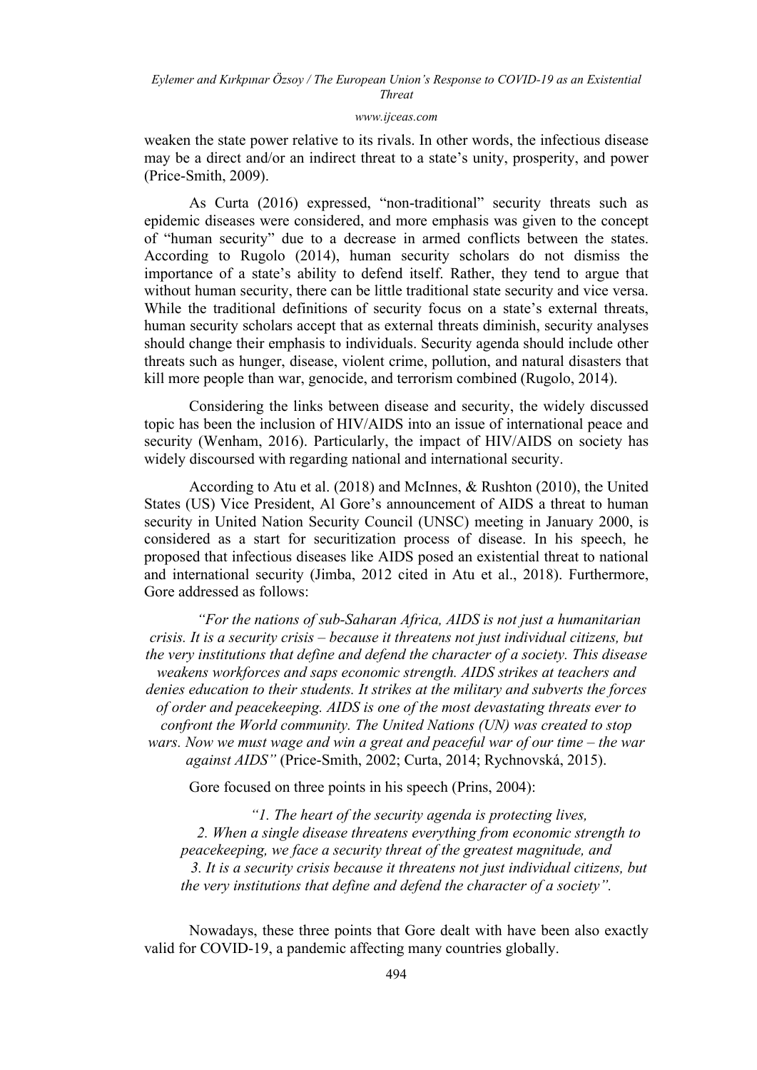weaken the state power relative to its rivals. In other words, the infectious disease may be a direct and/or an indirect threat to a state's unity, prosperity, and power (Price-Smith, 2009).

As Curta (2016) expressed, "non-traditional" security threats such as epidemic diseases were considered, and more emphasis was given to the concept of "human security" due to a decrease in armed conflicts between the states. According to Rugolo (2014), human security scholars do not dismiss the importance of a state's ability to defend itself. Rather, they tend to argue that without human security, there can be little traditional state security and vice versa. While the traditional definitions of security focus on a state's external threats, human security scholars accept that as external threats diminish, security analyses should change their emphasis to individuals. Security agenda should include other threats such as hunger, disease, violent crime, pollution, and natural disasters that kill more people than war, genocide, and terrorism combined (Rugolo, 2014).

Considering the links between disease and security, the widely discussed topic has been the inclusion of HIV/AIDS into an issue of international peace and security (Wenham, 2016). Particularly, the impact of HIV/AIDS on society has widely discoursed with regarding national and international security.

According to Atu et al. (2018) and McInnes, & Rushton (2010), the United States (US) Vice President, Al Gore's announcement of AIDS a threat to human security in United Nation Security Council (UNSC) meeting in January 2000, is considered as a start for securitization process of disease. In his speech, he proposed that infectious diseases like AIDS posed an existential threat to national and international security (Jimba, 2012 cited in Atu et al., 2018). Furthermore, Gore addressed as follows:

> *"For the nations of sub-Saharan Africa, AIDS is not just a humanitarian crisis. It is a security crisis – because it threatens not just individual citizens, but the very institutions that define and defend the character of a society. This disease weakens workforces and saps economic strength. AIDS strikes at teachers and denies education to their students. It strikes at the military and subverts the forces of order and peacekeeping. AIDS is one of the most devastating threats ever to confront the World community. The United Nations (UN) was created to stop wars. Now we must wage and win a great and peaceful war of our time – the war against AIDS"* (Price-Smith, 2002; Curta, 2014; Rychnovská, 2015).

Gore focused on three points in his speech (Prins, 2004):

> *"1. The heart of the security agenda is protecting lives,*
> *2. When a single disease threatens everything from economic strength to peacekeeping, we face a security threat of the greatest magnitude, and*
> *3. It is a security crisis because it threatens not just individual citizens, but the very institutions that define and defend the character of a society".*

Nowadays, these three points that Gore dealt with have been also exactly valid for COVID-19, a pandemic affecting many countries globally.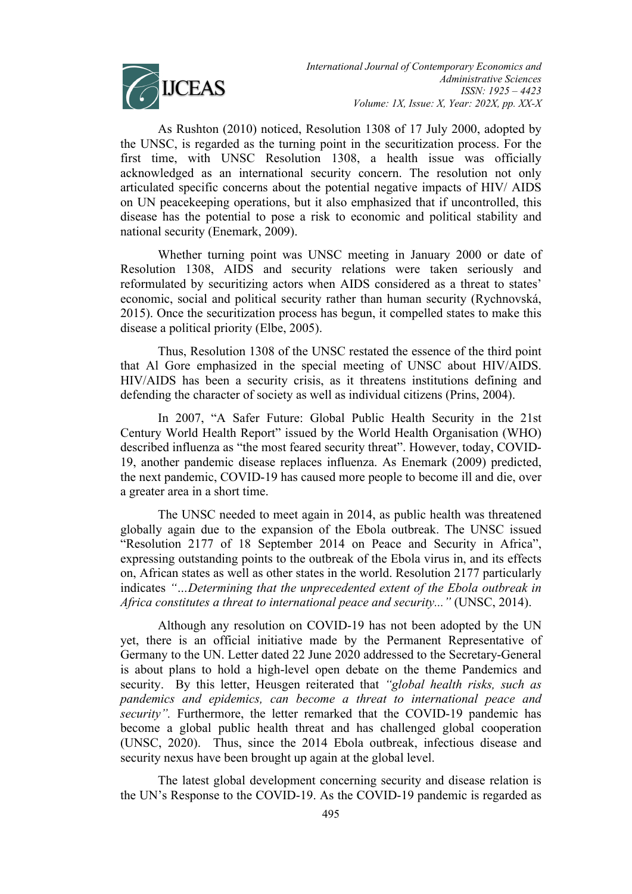As Rushton (2010) noticed, Resolution 1308 of 17 July 2000, adopted by the UNSC, is regarded as the turning point in the securitization process. For the first time, with UNSC Resolution 1308, a health issue was officially acknowledged as an international security concern. The resolution not only articulated specific concerns about the potential negative impacts of HIV/ AIDS on UN peacekeeping operations, but it also emphasized that if uncontrolled, this disease has the potential to pose a risk to economic and political stability and national security (Enemark, 2009).

Whether turning point was UNSC meeting in January 2000 or date of Resolution 1308, AIDS and security relations were taken seriously and reformulated by securitizing actors when AIDS considered as a threat to states' economic, social and political security rather than human security (Rychnovská, 2015). Once the securitization process has begun, it compelled states to make this disease a political priority (Elbe, 2005).

Thus, Resolution 1308 of the UNSC restated the essence of the third point that Al Gore emphasized in the special meeting of UNSC about HIV/AIDS. HIV/AIDS has been a security crisis, as it threatens institutions defining and defending the character of society as well as individual citizens (Prins, 2004).

In 2007, "A Safer Future: Global Public Health Security in the 21st Century World Health Report" issued by the World Health Organisation (WHO) described influenza as "the most feared security threat". However, today, COVID-19, another pandemic disease replaces influenza. As Enemark (2009) predicted, the next pandemic, COVID-19 has caused more people to become ill and die, over a greater area in a short time.

The UNSC needed to meet again in 2014, as public health was threatened globally again due to the expansion of the Ebola outbreak. The UNSC issued "Resolution 2177 of 18 September 2014 on Peace and Security in Africa", expressing outstanding points to the outbreak of the Ebola virus in, and its effects on, African states as well as other states in the world. Resolution 2177 particularly indicates *"...Determining that the unprecedented extent of the Ebola outbreak in Africa constitutes a threat to international peace and security..."* (UNSC, 2014).

Although any resolution on COVID-19 has not been adopted by the UN yet, there is an official initiative made by the Permanent Representative of Germany to the UN. Letter dated 22 June 2020 addressed to the Secretary-General is about plans to hold a high-level open debate on the theme Pandemics and security. By this letter, Heusgen reiterated that *"global health risks, such as pandemics and epidemics, can become a threat to international peace and security"*. Furthermore, the letter remarked that the COVID-19 pandemic has become a global public health threat and has challenged global cooperation (UNSC, 2020). Thus, since the 2014 Ebola outbreak, infectious disease and security nexus have been brought up again at the global level.

The latest global development concerning security and disease relation is the UN's Response to the COVID-19. As the COVID-19 pandemic is regarded as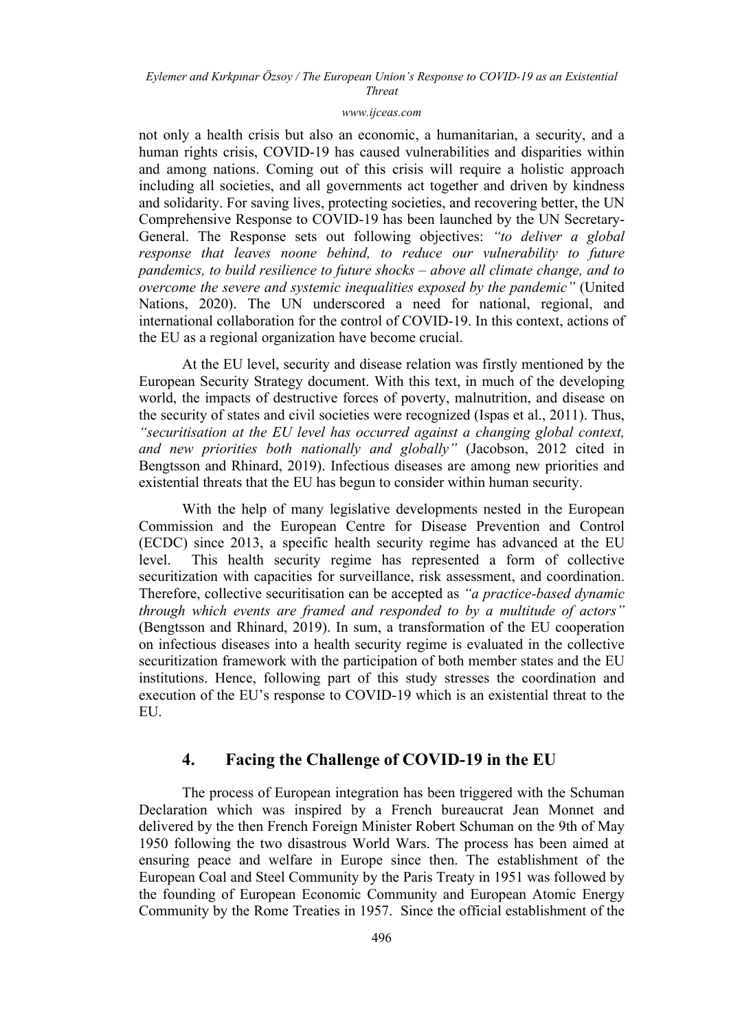not only a health crisis but also an economic, a humanitarian, a security, and a human rights crisis, COVID-19 has caused vulnerabilities and disparities within and among nations. Coming out of this crisis will require a holistic approach including all societies, and all governments act together and driven by kindness and solidarity. For saving lives, protecting societies, and recovering better, the UN Comprehensive Response to COVID-19 has been launched by the UN Secretary-General. The Response sets out following objectives: *"to deliver a global response that leaves noone behind, to reduce our vulnerability to future pandemics, to build resilience to future shocks – above all climate change, and to overcome the severe and systemic inequalities exposed by the pandemic"* (United Nations, 2020). The UN underscored a need for national, regional, and international collaboration for the control of COVID-19. In this context, actions of the EU as a regional organization have become crucial.

At the EU level, security and disease relation was firstly mentioned by the European Security Strategy document. With this text, in much of the developing world, the impacts of destructive forces of poverty, malnutrition, and disease on the security of states and civil societies were recognized (Ispas et al., 2011). Thus, *"securitisation at the EU level has occurred against a changing global context, and new priorities both nationally and globally"* (Jacobson, 2012 cited in Bengtsson and Rhinard, 2019). Infectious diseases are among new priorities and existential threats that the EU has begun to consider within human security.

With the help of many legislative developments nested in the European Commission and the European Centre for Disease Prevention and Control (ECDC) since 2013, a specific health security regime has advanced at the EU level. This health security regime has represented a form of collective securitization with capacities for surveillance, risk assessment, and coordination. Therefore, collective securitisation can be accepted as *"a practice-based dynamic through which events are framed and responded to by a multitude of actors"* (Bengtsson and Rhinard, 2019). In sum, a transformation of the EU cooperation on infectious diseases into a health security regime is evaluated in the collective securitization framework with the participation of both member states and the EU institutions. Hence, following part of this study stresses the coordination and execution of the EU's response to COVID-19 which is an existential threat to the EU.

## 4. Facing the Challenge of COVID-19 in the EU

The process of European integration has been triggered with the Schuman Declaration which was inspired by a French bureaucrat Jean Monnet and delivered by the then French Foreign Minister Robert Schuman on the 9th of May 1950 following the two disastrous World Wars. The process has been aimed at ensuring peace and welfare in Europe since then. The establishment of the European Coal and Steel Community by the Paris Treaty in 1951 was followed by the founding of European Economic Community and European Atomic Energy Community by the Rome Treaties in 1957. Since the official establishment of the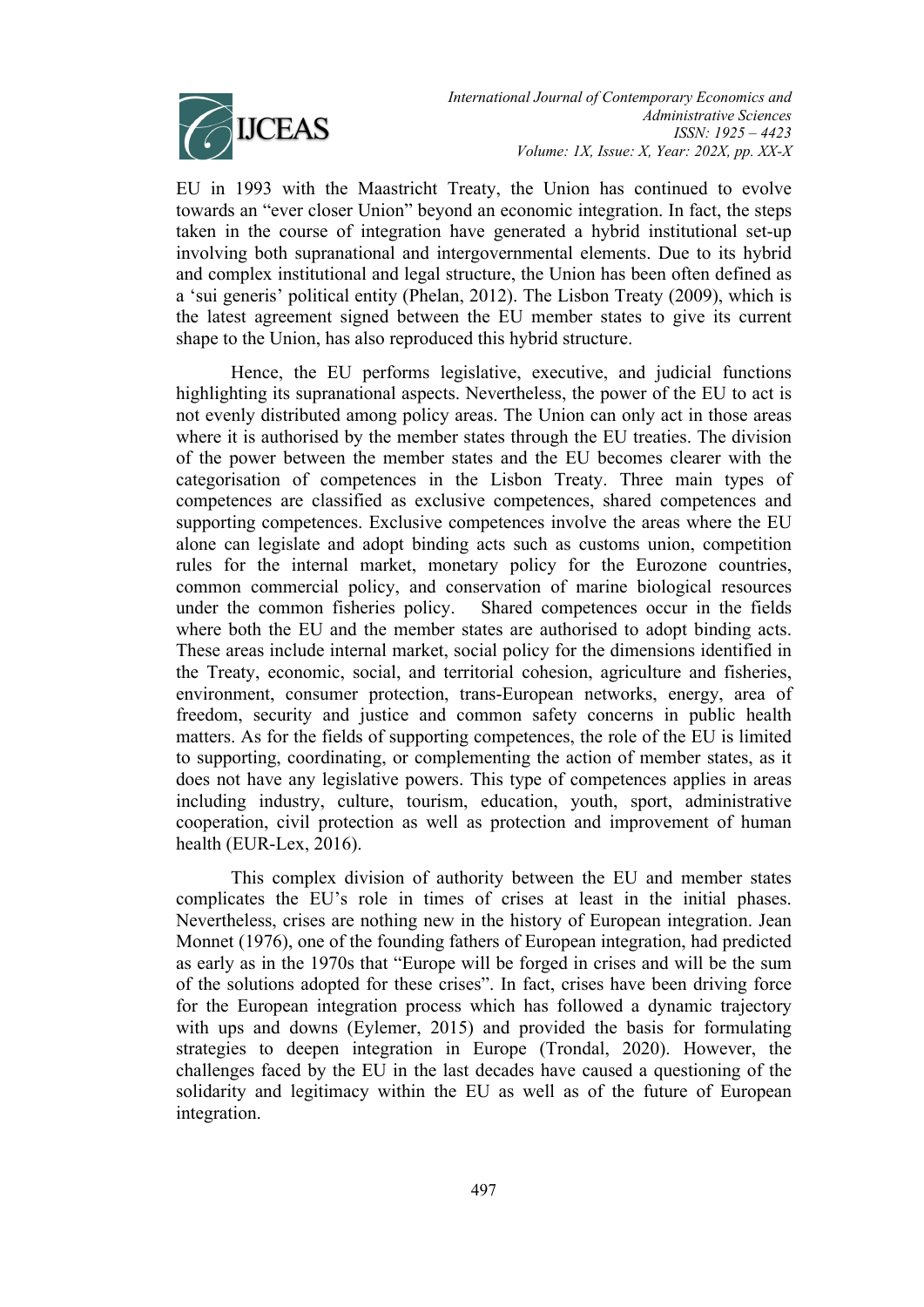EU in 1993 with the Maastricht Treaty, the Union has continued to evolve towards an "ever closer Union" beyond an economic integration. In fact, the steps taken in the course of integration have generated a hybrid institutional set-up involving both supranational and intergovernmental elements. Due to its hybrid and complex institutional and legal structure, the Union has been often defined as a 'sui generis' political entity (Phelan, 2012). The Lisbon Treaty (2009), which is the latest agreement signed between the EU member states to give its current shape to the Union, has also reproduced this hybrid structure.

Hence, the EU performs legislative, executive, and judicial functions highlighting its supranational aspects. Nevertheless, the power of the EU to act is not evenly distributed among policy areas. The Union can only act in those areas where it is authorised by the member states through the EU treaties. The division of the power between the member states and the EU becomes clearer with the categorisation of competences in the Lisbon Treaty. Three main types of competences are classified as exclusive competences, shared competences and supporting competences. Exclusive competences involve the areas where the EU alone can legislate and adopt binding acts such as customs union, competition rules for the internal market, monetary policy for the Eurozone countries, common commercial policy, and conservation of marine biological resources under the common fisheries policy. Shared competences occur in the fields where both the EU and the member states are authorised to adopt binding acts. These areas include internal market, social policy for the dimensions identified in the Treaty, economic, social, and territorial cohesion, agriculture and fisheries, environment, consumer protection, trans-European networks, energy, area of freedom, security and justice and common safety concerns in public health matters. As for the fields of supporting competences, the role of the EU is limited to supporting, coordinating, or complementing the action of member states, as it does not have any legislative powers. This type of competences applies in areas including industry, culture, tourism, education, youth, sport, administrative cooperation, civil protection as well as protection and improvement of human health (EUR-Lex, 2016).

This complex division of authority between the EU and member states complicates the EU's role in times of crises at least in the initial phases. Nevertheless, crises are nothing new in the history of European integration. Jean Monnet (1976), one of the founding fathers of European integration, had predicted as early as in the 1970s that "Europe will be forged in crises and will be the sum of the solutions adopted for these crises". In fact, crises have been driving force for the European integration process which has followed a dynamic trajectory with ups and downs (Eylemer, 2015) and provided the basis for formulating strategies to deepen integration in Europe (Trondal, 2020). However, the challenges faced by the EU in the last decades have caused a questioning of the solidarity and legitimacy within the EU as well as of the future of European integration.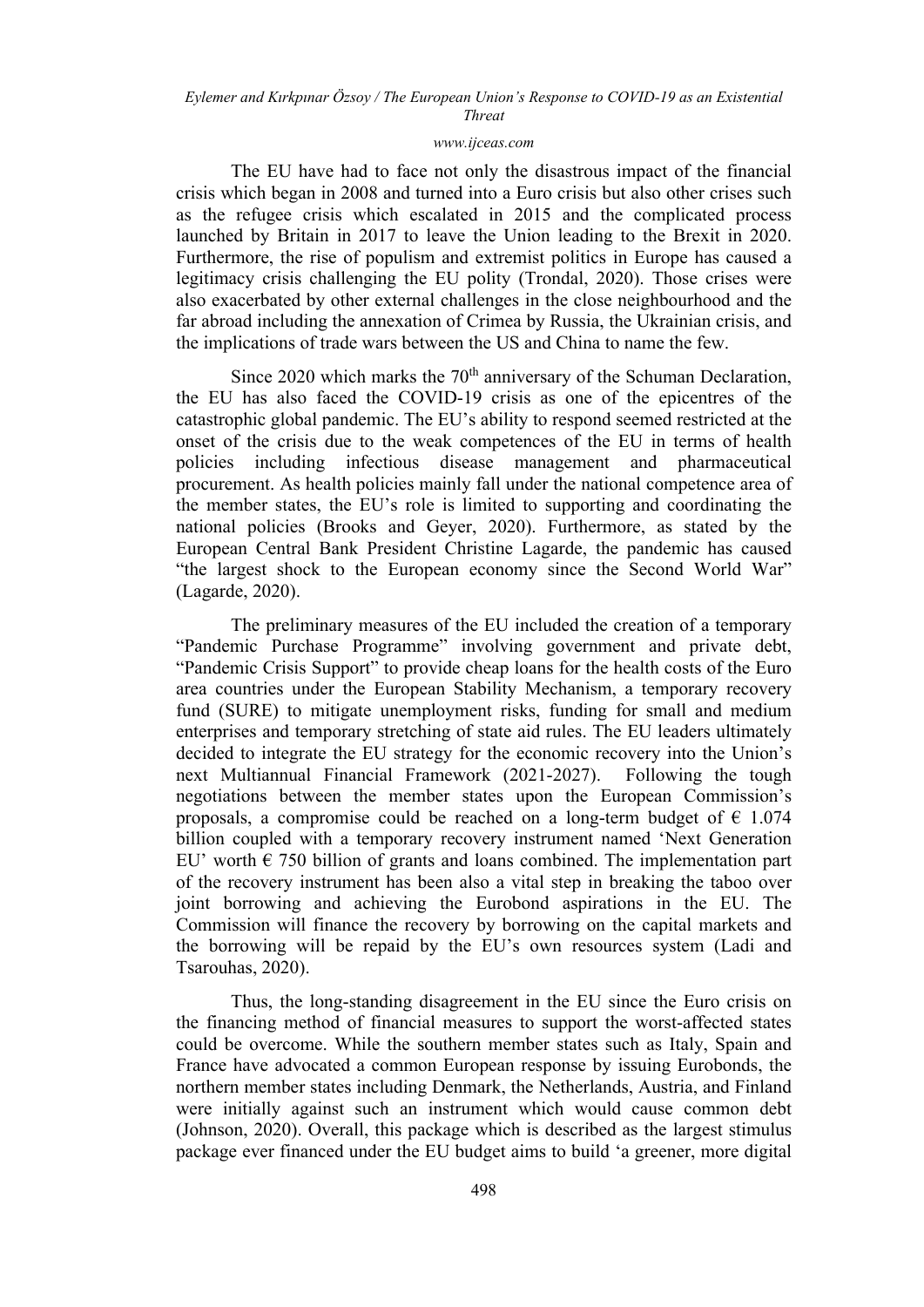The EU have had to face not only the disastrous impact of the financial crisis which began in 2008 and turned into a Euro crisis but also other crises such as the refugee crisis which escalated in 2015 and the complicated process launched by Britain in 2017 to leave the Union leading to the Brexit in 2020. Furthermore, the rise of populism and extremist politics in Europe has caused a legitimacy crisis challenging the EU polity (Trondal, 2020). Those crises were also exacerbated by other external challenges in the close neighbourhood and the far abroad including the annexation of Crimea by Russia, the Ukrainian crisis, and the implications of trade wars between the US and China to name the few.

Since 2020 which marks the 70th anniversary of the Schuman Declaration, the EU has also faced the COVID-19 crisis as one of the epicentres of the catastrophic global pandemic. The EU's ability to respond seemed restricted at the onset of the crisis due to the weak competences of the EU in terms of health policies including infectious disease management and pharmaceutical procurement. As health policies mainly fall under the national competence area of the member states, the EU's role is limited to supporting and coordinating the national policies (Brooks and Geyer, 2020). Furthermore, as stated by the European Central Bank President Christine Lagarde, the pandemic has caused "the largest shock to the European economy since the Second World War" (Lagarde, 2020).

The preliminary measures of the EU included the creation of a temporary "Pandemic Purchase Programme" involving government and private debt, "Pandemic Crisis Support" to provide cheap loans for the health costs of the Euro area countries under the European Stability Mechanism, a temporary recovery fund (SURE) to mitigate unemployment risks, funding for small and medium enterprises and temporary stretching of state aid rules. The EU leaders ultimately decided to integrate the EU strategy for the economic recovery into the Union's next Multiannual Financial Framework (2021-2027). Following the tough negotiations between the member states upon the European Commission's proposals, a compromise could be reached on a long-term budget of € 1.074 billion coupled with a temporary recovery instrument named 'Next Generation EU' worth € 750 billion of grants and loans combined. The implementation part of the recovery instrument has been also a vital step in breaking the taboo over joint borrowing and achieving the Eurobond aspirations in the EU. The Commission will finance the recovery by borrowing on the capital markets and the borrowing will be repaid by the EU's own resources system (Ladi and Tsarouhas, 2020).

Thus, the long-standing disagreement in the EU since the Euro crisis on the financing method of financial measures to support the worst-affected states could be overcome. While the southern member states such as Italy, Spain and France have advocated a common European response by issuing Eurobonds, the northern member states including Denmark, the Netherlands, Austria, and Finland were initially against such an instrument which would cause common debt (Johnson, 2020). Overall, this package which is described as the largest stimulus package ever financed under the EU budget aims to build 'a greener, more digital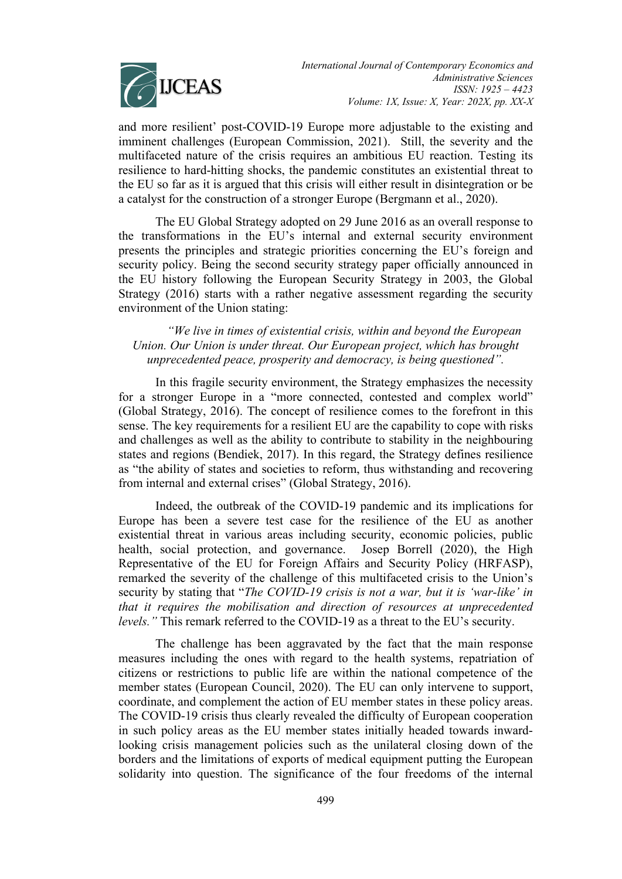and more resilient' post-COVID-19 Europe more adjustable to the existing and imminent challenges (European Commission, 2021). Still, the severity and the multifaceted nature of the crisis requires an ambitious EU reaction. Testing its resilience to hard-hitting shocks, the pandemic constitutes an existential threat to the EU so far as it is argued that this crisis will either result in disintegration or be a catalyst for the construction of a stronger Europe (Bergmann et al., 2020).

The EU Global Strategy adopted on 29 June 2016 as an overall response to the transformations in the EU's internal and external security environment presents the principles and strategic priorities concerning the EU's foreign and security policy. Being the second security strategy paper officially announced in the EU history following the European Security Strategy in 2003, the Global Strategy (2016) starts with a rather negative assessment regarding the security environment of the Union stating:

> *"We live in times of existential crisis, within and beyond the European Union. Our Union is under threat. Our European project, which has brought unprecedented peace, prosperity and democracy, is being questioned".*

In this fragile security environment, the Strategy emphasizes the necessity for a stronger Europe in a "more connected, contested and complex world" (Global Strategy, 2016). The concept of resilience comes to the forefront in this sense. The key requirements for a resilient EU are the capability to cope with risks and challenges as well as the ability to contribute to stability in the neighbouring states and regions (Bendiek, 2017). In this regard, the Strategy defines resilience as "the ability of states and societies to reform, thus withstanding and recovering from internal and external crises" (Global Strategy, 2016).

Indeed, the outbreak of the COVID-19 pandemic and its implications for Europe has been a severe test case for the resilience of the EU as another existential threat in various areas including security, economic policies, public health, social protection, and governance. Josep Borrell (2020), the High Representative of the EU for Foreign Affairs and Security Policy (HRFASP), remarked the severity of the challenge of this multifaceted crisis to the Union's security by stating that "*The COVID-19 crisis is not a war, but it is 'war-like' in that it requires the mobilisation and direction of resources at unprecedented levels.*" This remark referred to the COVID-19 as a threat to the EU's security.

The challenge has been aggravated by the fact that the main response measures including the ones with regard to the health systems, repatriation of citizens or restrictions to public life are within the national competence of the member states (European Council, 2020). The EU can only intervene to support, coordinate, and complement the action of EU member states in these policy areas. The COVID-19 crisis thus clearly revealed the difficulty of European cooperation in such policy areas as the EU member states initially headed towards inward-looking crisis management policies such as the unilateral closing down of the borders and the limitations of exports of medical equipment putting the European solidarity into question. The significance of the four freedoms of the internal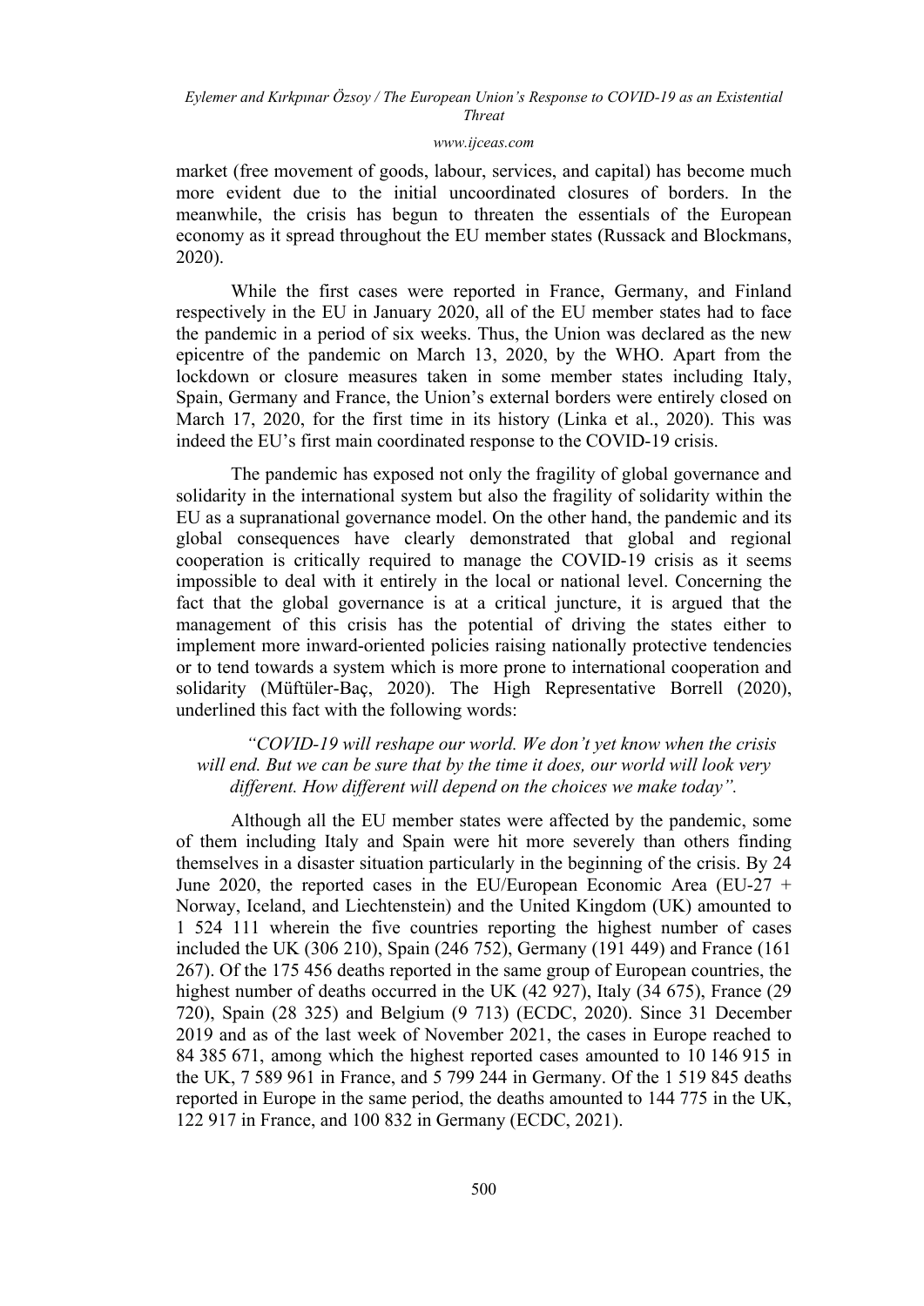market (free movement of goods, labour, services, and capital) has become much more evident due to the initial uncoordinated closures of borders. In the meanwhile, the crisis has begun to threaten the essentials of the European economy as it spread throughout the EU member states (Russack and Blockmans, 2020).

While the first cases were reported in France, Germany, and Finland respectively in the EU in January 2020, all of the EU member states had to face the pandemic in a period of six weeks. Thus, the Union was declared as the new epicentre of the pandemic on March 13, 2020, by the WHO. Apart from the lockdown or closure measures taken in some member states including Italy, Spain, Germany and France, the Union's external borders were entirely closed on March 17, 2020, for the first time in its history (Linka et al., 2020). This was indeed the EU's first main coordinated response to the COVID-19 crisis.

The pandemic has exposed not only the fragility of global governance and solidarity in the international system but also the fragility of solidarity within the EU as a supranational governance model. On the other hand, the pandemic and its global consequences have clearly demonstrated that global and regional cooperation is critically required to manage the COVID-19 crisis as it seems impossible to deal with it entirely in the local or national level. Concerning the fact that the global governance is at a critical juncture, it is argued that the management of this crisis has the potential of driving the states either to implement more inward-oriented policies raising nationally protective tendencies or to tend towards a system which is more prone to international cooperation and solidarity (Müftüler-Baç, 2020). The High Representative Borrell (2020), underlined this fact with the following words:

> *"COVID-19 will reshape our world. We don't yet know when the crisis will end. But we can be sure that by the time it does, our world will look very different. How different will depend on the choices we make today".*

Although all the EU member states were affected by the pandemic, some of them including Italy and Spain were hit more severely than others finding themselves in a disaster situation particularly in the beginning of the crisis. By 24 June 2020, the reported cases in the EU/European Economic Area (EU-27 + Norway, Iceland, and Liechtenstein) and the United Kingdom (UK) amounted to 1 524 111 wherein the five countries reporting the highest number of cases included the UK (306 210), Spain (246 752), Germany (191 449) and France (161 267). Of the 175 456 deaths reported in the same group of European countries, the highest number of deaths occurred in the UK (42 927), Italy (34 675), France (29 720), Spain (28 325) and Belgium (9 713) (ECDC, 2020). Since 31 December 2019 and as of the last week of November 2021, the cases in Europe reached to 84 385 671, among which the highest reported cases amounted to 10 146 915 in the UK, 7 589 961 in France, and 5 799 244 in Germany. Of the 1 519 845 deaths reported in Europe in the same period, the deaths amounted to 144 775 in the UK, 122 917 in France, and 100 832 in Germany (ECDC, 2021).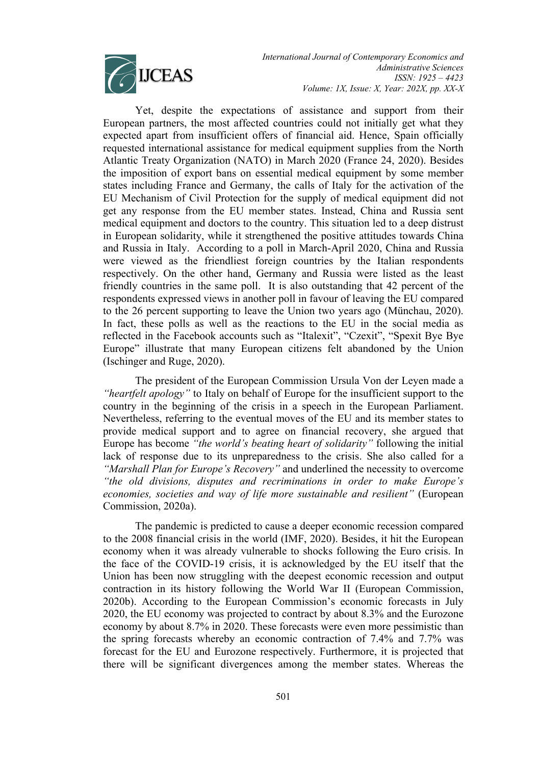Yet, despite the expectations of assistance and support from their European partners, the most affected countries could not initially get what they expected apart from insufficient offers of financial aid. Hence, Spain officially requested international assistance for medical equipment supplies from the North Atlantic Treaty Organization (NATO) in March 2020 (France 24, 2020). Besides the imposition of export bans on essential medical equipment by some member states including France and Germany, the calls of Italy for the activation of the EU Mechanism of Civil Protection for the supply of medical equipment did not get any response from the EU member states. Instead, China and Russia sent medical equipment and doctors to the country. This situation led to a deep distrust in European solidarity, while it strengthened the positive attitudes towards China and Russia in Italy. According to a poll in March-April 2020, China and Russia were viewed as the friendliest foreign countries by the Italian respondents respectively. On the other hand, Germany and Russia were listed as the least friendly countries in the same poll. It is also outstanding that 42 percent of the respondents expressed views in another poll in favour of leaving the EU compared to the 26 percent supporting to leave the Union two years ago (Münchau, 2020). In fact, these polls as well as the reactions to the EU in the social media as reflected in the Facebook accounts such as "Italexit", "Czexit", "Spexit Bye Bye Europe" illustrate that many European citizens felt abandoned by the Union (Ischinger and Ruge, 2020).

The president of the European Commission Ursula Von der Leyen made a *"heartfelt apology"* to Italy on behalf of Europe for the insufficient support to the country in the beginning of the crisis in a speech in the European Parliament. Nevertheless, referring to the eventual moves of the EU and its member states to provide medical support and to agree on financial recovery, she argued that Europe has become *"the world's beating heart of solidarity"* following the initial lack of response due to its unpreparedness to the crisis. She also called for a *"Marshall Plan for Europe's Recovery"* and underlined the necessity to overcome *"the old divisions, disputes and recriminations in order to make Europe's economies, societies and way of life more sustainable and resilient"* (European Commission, 2020a).

The pandemic is predicted to cause a deeper economic recession compared to the 2008 financial crisis in the world (IMF, 2020). Besides, it hit the European economy when it was already vulnerable to shocks following the Euro crisis. In the face of the COVID-19 crisis, it is acknowledged by the EU itself that the Union has been now struggling with the deepest economic recession and output contraction in its history following the World War II (European Commission, 2020b). According to the European Commission's economic forecasts in July 2020, the EU economy was projected to contract by about 8.3% and the Eurozone economy by about 8.7% in 2020. These forecasts were even more pessimistic than the spring forecasts whereby an economic contraction of 7.4% and 7.7% was forecast for the EU and Eurozone respectively. Furthermore, it is projected that there will be significant divergences among the member states. Whereas the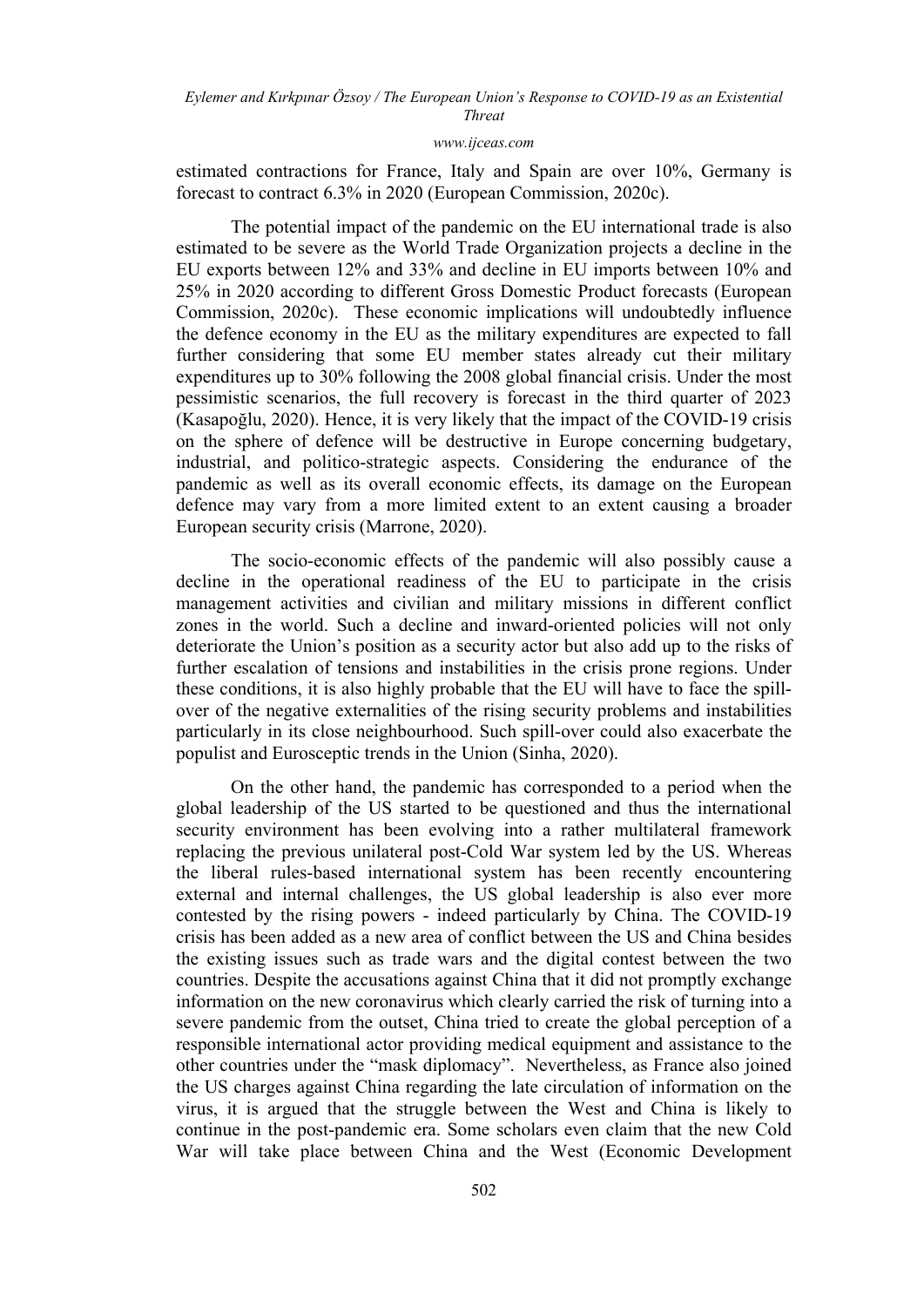estimated contractions for France, Italy and Spain are over 10%, Germany is forecast to contract 6.3% in 2020 (European Commission, 2020c).

The potential impact of the pandemic on the EU international trade is also estimated to be severe as the World Trade Organization projects a decline in the EU exports between 12% and 33% and decline in EU imports between 10% and 25% in 2020 according to different Gross Domestic Product forecasts (European Commission, 2020c). These economic implications will undoubtedly influence the defence economy in the EU as the military expenditures are expected to fall further considering that some EU member states already cut their military expenditures up to 30% following the 2008 global financial crisis. Under the most pessimistic scenarios, the full recovery is forecast in the third quarter of 2023 (Kasapoğlu, 2020). Hence, it is very likely that the impact of the COVID-19 crisis on the sphere of defence will be destructive in Europe concerning budgetary, industrial, and politico-strategic aspects. Considering the endurance of the pandemic as well as its overall economic effects, its damage on the European defence may vary from a more limited extent to an extent causing a broader European security crisis (Marrone, 2020).

The socio-economic effects of the pandemic will also possibly cause a decline in the operational readiness of the EU to participate in the crisis management activities and civilian and military missions in different conflict zones in the world. Such a decline and inward-oriented policies will not only deteriorate the Union's position as a security actor but also add up to the risks of further escalation of tensions and instabilities in the crisis prone regions. Under these conditions, it is also highly probable that the EU will have to face the spill-over of the negative externalities of the rising security problems and instabilities particularly in its close neighbourhood. Such spill-over could also exacerbate the populist and Eurosceptic trends in the Union (Sinha, 2020).

On the other hand, the pandemic has corresponded to a period when the global leadership of the US started to be questioned and thus the international security environment has been evolving into a rather multilateral framework replacing the previous unilateral post-Cold War system led by the US. Whereas the liberal rules-based international system has been recently encountering external and internal challenges, the US global leadership is also ever more contested by the rising powers - indeed particularly by China. The COVID-19 crisis has been added as a new area of conflict between the US and China besides the existing issues such as trade wars and the digital contest between the two countries. Despite the accusations against China that it did not promptly exchange information on the new coronavirus which clearly carried the risk of turning into a severe pandemic from the outset, China tried to create the global perception of a responsible international actor providing medical equipment and assistance to the other countries under the "mask diplomacy". Nevertheless, as France also joined the US charges against China regarding the late circulation of information on the virus, it is argued that the struggle between the West and China is likely to continue in the post-pandemic era. Some scholars even claim that the new Cold War will take place between China and the West (Economic Development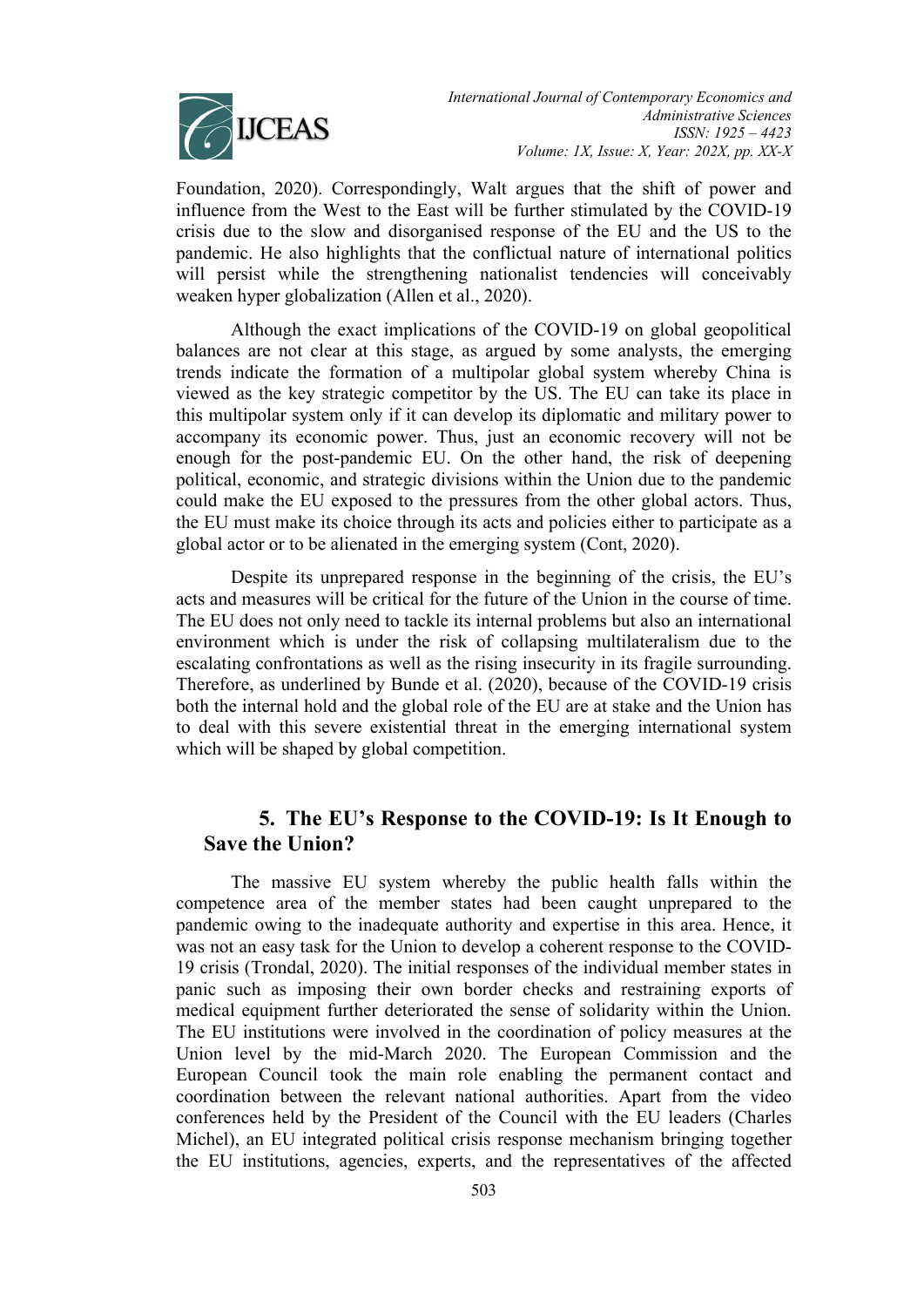Foundation, 2020). Correspondingly, Walt argues that the shift of power and influence from the West to the East will be further stimulated by the COVID-19 crisis due to the slow and disorganised response of the EU and the US to the pandemic. He also highlights that the conflictual nature of international politics will persist while the strengthening nationalist tendencies will conceivably weaken hyper globalization (Allen et al., 2020).

Although the exact implications of the COVID-19 on global geopolitical balances are not clear at this stage, as argued by some analysts, the emerging trends indicate the formation of a multipolar global system whereby China is viewed as the key strategic competitor by the US. The EU can take its place in this multipolar system only if it can develop its diplomatic and military power to accompany its economic power. Thus, just an economic recovery will not be enough for the post-pandemic EU. On the other hand, the risk of deepening political, economic, and strategic divisions within the Union due to the pandemic could make the EU exposed to the pressures from the other global actors. Thus, the EU must make its choice through its acts and policies either to participate as a global actor or to be alienated in the emerging system (Cont, 2020).

Despite its unprepared response in the beginning of the crisis, the EU's acts and measures will be critical for the future of the Union in the course of time. The EU does not only need to tackle its internal problems but also an international environment which is under the risk of collapsing multilateralism due to the escalating confrontations as well as the rising insecurity in its fragile surrounding. Therefore, as underlined by Bunde et al. (2020), because of the COVID-19 crisis both the internal hold and the global role of the EU are at stake and the Union has to deal with this severe existential threat in the emerging international system which will be shaped by global competition.

## 5. The EU's Response to the COVID-19: Is It Enough to Save the Union?

The massive EU system whereby the public health falls within the competence area of the member states had been caught unprepared to the pandemic owing to the inadequate authority and expertise in this area. Hence, it was not an easy task for the Union to develop a coherent response to the COVID-19 crisis (Trondal, 2020). The initial responses of the individual member states in panic such as imposing their own border checks and restraining exports of medical equipment further deteriorated the sense of solidarity within the Union. The EU institutions were involved in the coordination of policy measures at the Union level by the mid-March 2020. The European Commission and the European Council took the main role enabling the permanent contact and coordination between the relevant national authorities. Apart from the video conferences held by the President of the Council with the EU leaders (Charles Michel), an EU integrated political crisis response mechanism bringing together the EU institutions, agencies, experts, and the representatives of the affected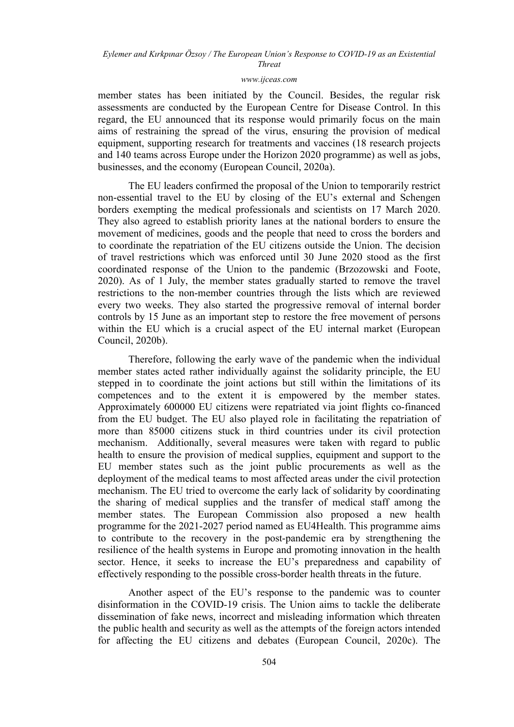member states has been initiated by the Council. Besides, the regular risk assessments are conducted by the European Centre for Disease Control. In this regard, the EU announced that its response would primarily focus on the main aims of restraining the spread of the virus, ensuring the provision of medical equipment, supporting research for treatments and vaccines (18 research projects and 140 teams across Europe under the Horizon 2020 programme) as well as jobs, businesses, and the economy (European Council, 2020a).

The EU leaders confirmed the proposal of the Union to temporarily restrict non-essential travel to the EU by closing of the EU's external and Schengen borders exempting the medical professionals and scientists on 17 March 2020. They also agreed to establish priority lanes at the national borders to ensure the movement of medicines, goods and the people that need to cross the borders and to coordinate the repatriation of the EU citizens outside the Union. The decision of travel restrictions which was enforced until 30 June 2020 stood as the first coordinated response of the Union to the pandemic (Brzozowski and Foote, 2020). As of 1 July, the member states gradually started to remove the travel restrictions to the non-member countries through the lists which are reviewed every two weeks. They also started the progressive removal of internal border controls by 15 June as an important step to restore the free movement of persons within the EU which is a crucial aspect of the EU internal market (European Council, 2020b).

Therefore, following the early wave of the pandemic when the individual member states acted rather individually against the solidarity principle, the EU stepped in to coordinate the joint actions but still within the limitations of its competences and to the extent it is empowered by the member states. Approximately 600000 EU citizens were repatriated via joint flights co-financed from the EU budget. The EU also played role in facilitating the repatriation of more than 85000 citizens stuck in third countries under its civil protection mechanism. Additionally, several measures were taken with regard to public health to ensure the provision of medical supplies, equipment and support to the EU member states such as the joint public procurements as well as the deployment of the medical teams to most affected areas under the civil protection mechanism. The EU tried to overcome the early lack of solidarity by coordinating the sharing of medical supplies and the transfer of medical staff among the member states. The European Commission also proposed a new health programme for the 2021-2027 period named as EU4Health. This programme aims to contribute to the recovery in the post-pandemic era by strengthening the resilience of the health systems in Europe and promoting innovation in the health sector. Hence, it seeks to increase the EU's preparedness and capability of effectively responding to the possible cross-border health threats in the future.

Another aspect of the EU's response to the pandemic was to counter disinformation in the COVID-19 crisis. The Union aims to tackle the deliberate dissemination of fake news, incorrect and misleading information which threaten the public health and security as well as the attempts of the foreign actors intended for affecting the EU citizens and debates (European Council, 2020c). The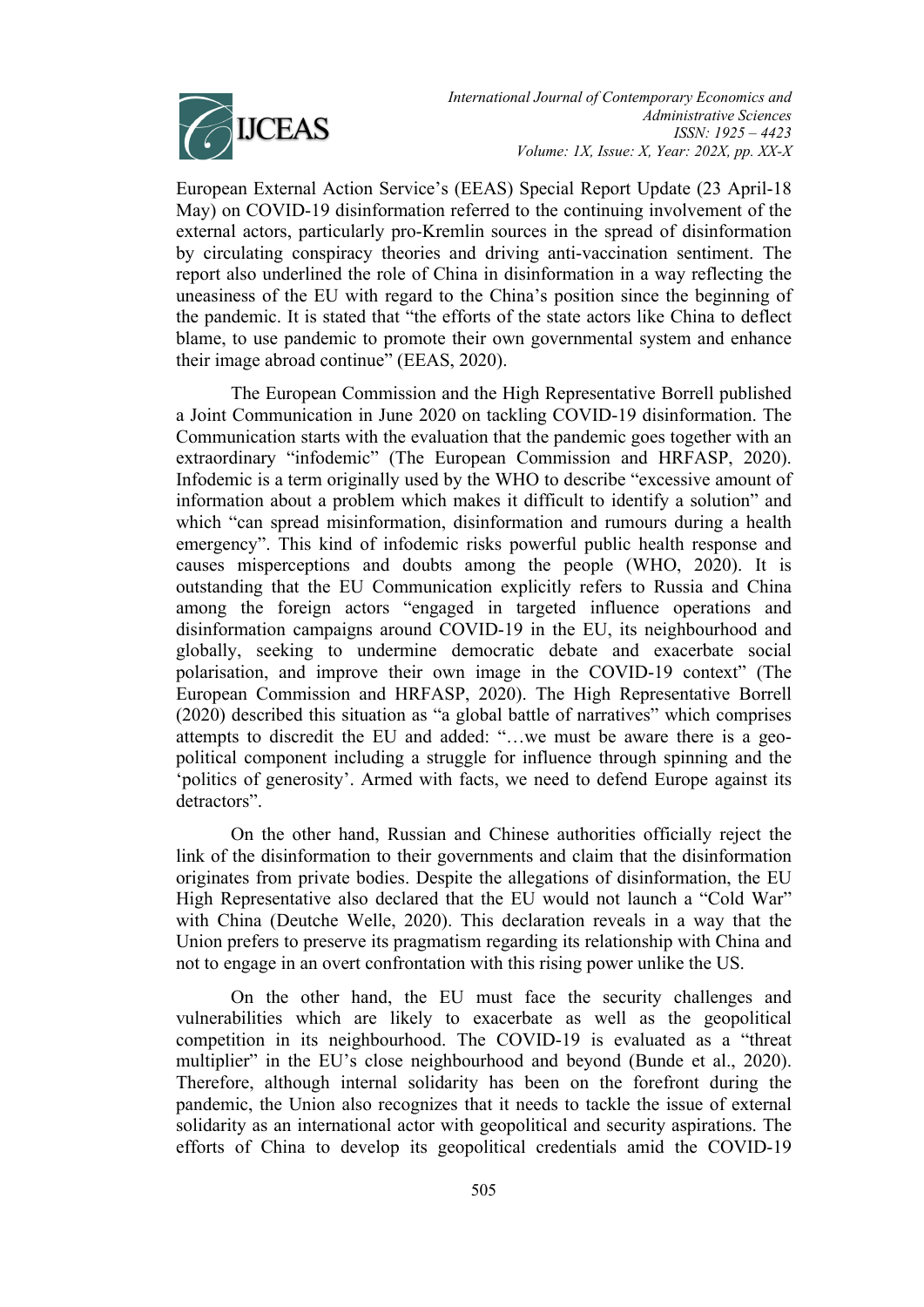European External Action Service's (EEAS) Special Report Update (23 April-18 May) on COVID-19 disinformation referred to the continuing involvement of the external actors, particularly pro-Kremlin sources in the spread of disinformation by circulating conspiracy theories and driving anti-vaccination sentiment. The report also underlined the role of China in disinformation in a way reflecting the uneasiness of the EU with regard to the China's position since the beginning of the pandemic. It is stated that "the efforts of the state actors like China to deflect blame, to use pandemic to promote their own governmental system and enhance their image abroad continue" (EEAS, 2020).

The European Commission and the High Representative Borrell published a Joint Communication in June 2020 on tackling COVID-19 disinformation. The Communication starts with the evaluation that the pandemic goes together with an extraordinary "infodemic" (The European Commission and HRFASP, 2020). Infodemic is a term originally used by the WHO to describe "excessive amount of information about a problem which makes it difficult to identify a solution" and which "can spread misinformation, disinformation and rumours during a health emergency". This kind of infodemic risks powerful public health response and causes misperceptions and doubts among the people (WHO, 2020). It is outstanding that the EU Communication explicitly refers to Russia and China among the foreign actors "engaged in targeted influence operations and disinformation campaigns around COVID-19 in the EU, its neighbourhood and globally, seeking to undermine democratic debate and exacerbate social polarisation, and improve their own image in the COVID-19 context" (The European Commission and HRFASP, 2020). The High Representative Borrell (2020) described this situation as "a global battle of narratives" which comprises attempts to discredit the EU and added: "…we must be aware there is a geo-political component including a struggle for influence through spinning and the 'politics of generosity'. Armed with facts, we need to defend Europe against its detractors".

On the other hand, Russian and Chinese authorities officially reject the link of the disinformation to their governments and claim that the disinformation originates from private bodies. Despite the allegations of disinformation, the EU High Representative also declared that the EU would not launch a "Cold War" with China (Deutche Welle, 2020). This declaration reveals in a way that the Union prefers to preserve its pragmatism regarding its relationship with China and not to engage in an overt confrontation with this rising power unlike the US.

On the other hand, the EU must face the security challenges and vulnerabilities which are likely to exacerbate as well as the geopolitical competition in its neighbourhood. The COVID-19 is evaluated as a "threat multiplier" in the EU's close neighbourhood and beyond (Bunde et al., 2020). Therefore, although internal solidarity has been on the forefront during the pandemic, the Union also recognizes that it needs to tackle the issue of external solidarity as an international actor with geopolitical and security aspirations. The efforts of China to develop its geopolitical credentials amid the COVID-19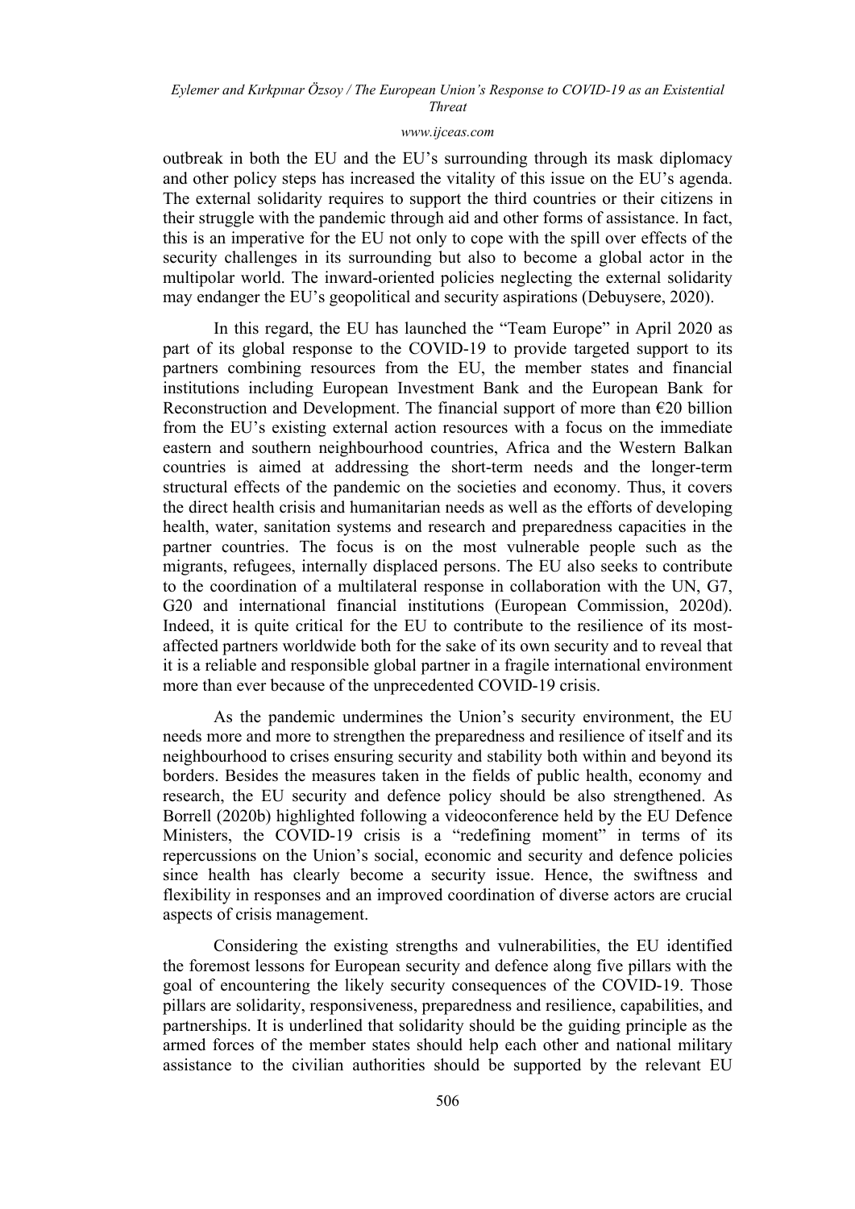outbreak in both the EU and the EU's surrounding through its mask diplomacy and other policy steps has increased the vitality of this issue on the EU's agenda. The external solidarity requires to support the third countries or their citizens in their struggle with the pandemic through aid and other forms of assistance. In fact, this is an imperative for the EU not only to cope with the spill over effects of the security challenges in its surrounding but also to become a global actor in the multipolar world. The inward-oriented policies neglecting the external solidarity may endanger the EU's geopolitical and security aspirations (Debuysere, 2020).

In this regard, the EU has launched the "Team Europe" in April 2020 as part of its global response to the COVID-19 to provide targeted support to its partners combining resources from the EU, the member states and financial institutions including European Investment Bank and the European Bank for Reconstruction and Development. The financial support of more than €20 billion from the EU's existing external action resources with a focus on the immediate eastern and southern neighbourhood countries, Africa and the Western Balkan countries is aimed at addressing the short-term needs and the longer-term structural effects of the pandemic on the societies and economy. Thus, it covers the direct health crisis and humanitarian needs as well as the efforts of developing health, water, sanitation systems and research and preparedness capacities in the partner countries. The focus is on the most vulnerable people such as the migrants, refugees, internally displaced persons. The EU also seeks to contribute to the coordination of a multilateral response in collaboration with the UN, G7, G20 and international financial institutions (European Commission, 2020d). Indeed, it is quite critical for the EU to contribute to the resilience of its most-affected partners worldwide both for the sake of its own security and to reveal that it is a reliable and responsible global partner in a fragile international environment more than ever because of the unprecedented COVID-19 crisis.

As the pandemic undermines the Union's security environment, the EU needs more and more to strengthen the preparedness and resilience of itself and its neighbourhood to crises ensuring security and stability both within and beyond its borders. Besides the measures taken in the fields of public health, economy and research, the EU security and defence policy should be also strengthened. As Borrell (2020b) highlighted following a videoconference held by the EU Defence Ministers, the COVID-19 crisis is a "redefining moment" in terms of its repercussions on the Union's social, economic and security and defence policies since health has clearly become a security issue. Hence, the swiftness and flexibility in responses and an improved coordination of diverse actors are crucial aspects of crisis management.

Considering the existing strengths and vulnerabilities, the EU identified the foremost lessons for European security and defence along five pillars with the goal of encountering the likely security consequences of the COVID-19. Those pillars are solidarity, responsiveness, preparedness and resilience, capabilities, and partnerships. It is underlined that solidarity should be the guiding principle as the armed forces of the member states should help each other and national military assistance to the civilian authorities should be supported by the relevant EU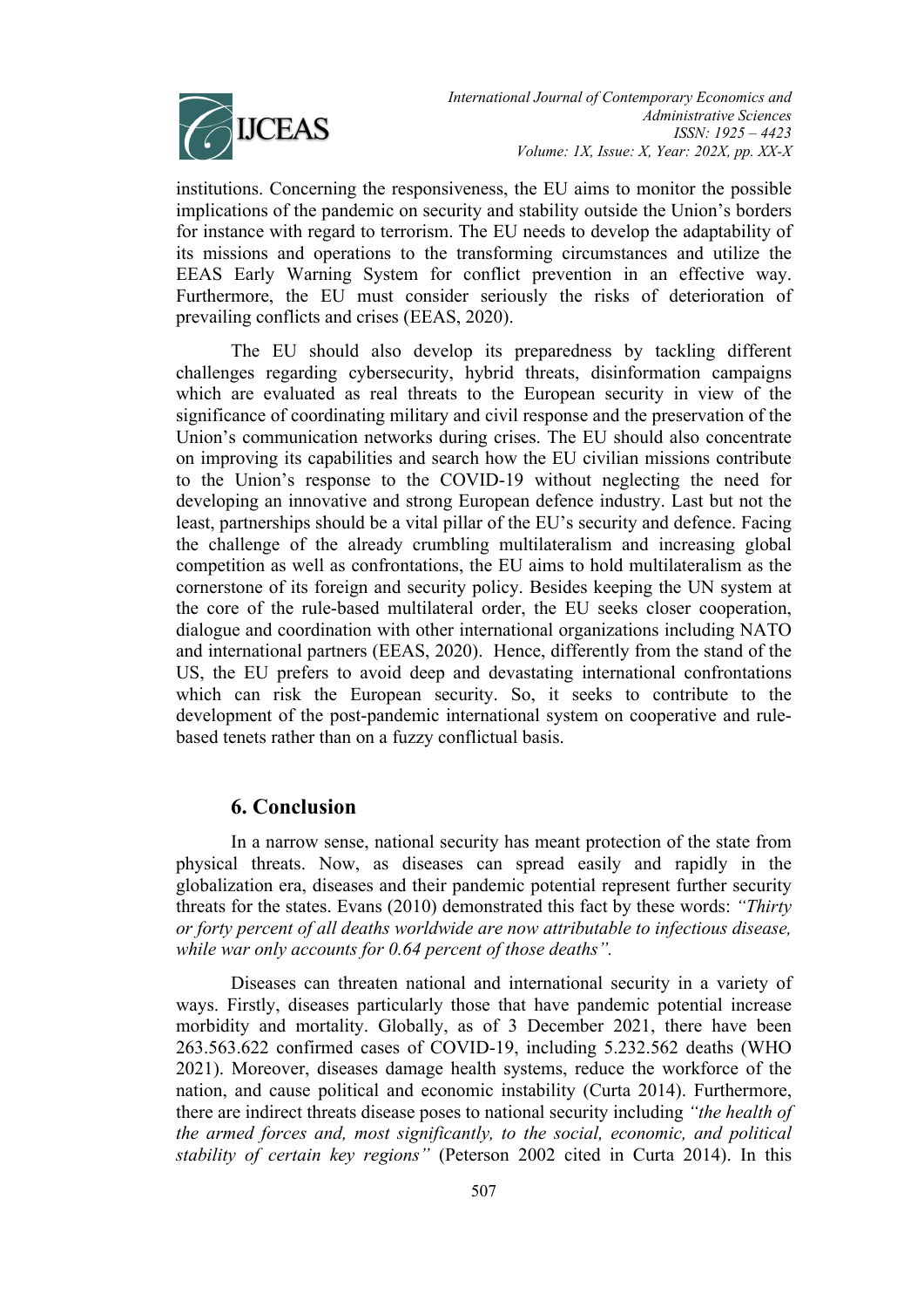institutions. Concerning the responsiveness, the EU aims to monitor the possible implications of the pandemic on security and stability outside the Union's borders for instance with regard to terrorism. The EU needs to develop the adaptability of its missions and operations to the transforming circumstances and utilize the EEAS Early Warning System for conflict prevention in an effective way. Furthermore, the EU must consider seriously the risks of deterioration of prevailing conflicts and crises (EEAS, 2020).

The EU should also develop its preparedness by tackling different challenges regarding cybersecurity, hybrid threats, disinformation campaigns which are evaluated as real threats to the European security in view of the significance of coordinating military and civil response and the preservation of the Union's communication networks during crises. The EU should also concentrate on improving its capabilities and search how the EU civilian missions contribute to the Union's response to the COVID-19 without neglecting the need for developing an innovative and strong European defence industry. Last but not the least, partnerships should be a vital pillar of the EU's security and defence. Facing the challenge of the already crumbling multilateralism and increasing global competition as well as confrontations, the EU aims to hold multilateralism as the cornerstone of its foreign and security policy. Besides keeping the UN system at the core of the rule-based multilateral order, the EU seeks closer cooperation, dialogue and coordination with other international organizations including NATO and international partners (EEAS, 2020). Hence, differently from the stand of the US, the EU prefers to avoid deep and devastating international confrontations which can risk the European security. So, it seeks to contribute to the development of the post-pandemic international system on cooperative and rule-based tenets rather than on a fuzzy conflictual basis.

## 6. Conclusion

In a narrow sense, national security has meant protection of the state from physical threats. Now, as diseases can spread easily and rapidly in the globalization era, diseases and their pandemic potential represent further security threats for the states. Evans (2010) demonstrated this fact by these words: *"Thirty or forty percent of all deaths worldwide are now attributable to infectious disease, while war only accounts for 0.64 percent of those deaths".*

Diseases can threaten national and international security in a variety of ways. Firstly, diseases particularly those that have pandemic potential increase morbidity and mortality. Globally, as of 3 December 2021, there have been 263.563.622 confirmed cases of COVID-19, including 5.232.562 deaths (WHO 2021). Moreover, diseases damage health systems, reduce the workforce of the nation, and cause political and economic instability (Curta 2014). Furthermore, there are indirect threats disease poses to national security including *"the health of the armed forces and, most significantly, to the social, economic, and political stability of certain key regions"* (Peterson 2002 cited in Curta 2014). In this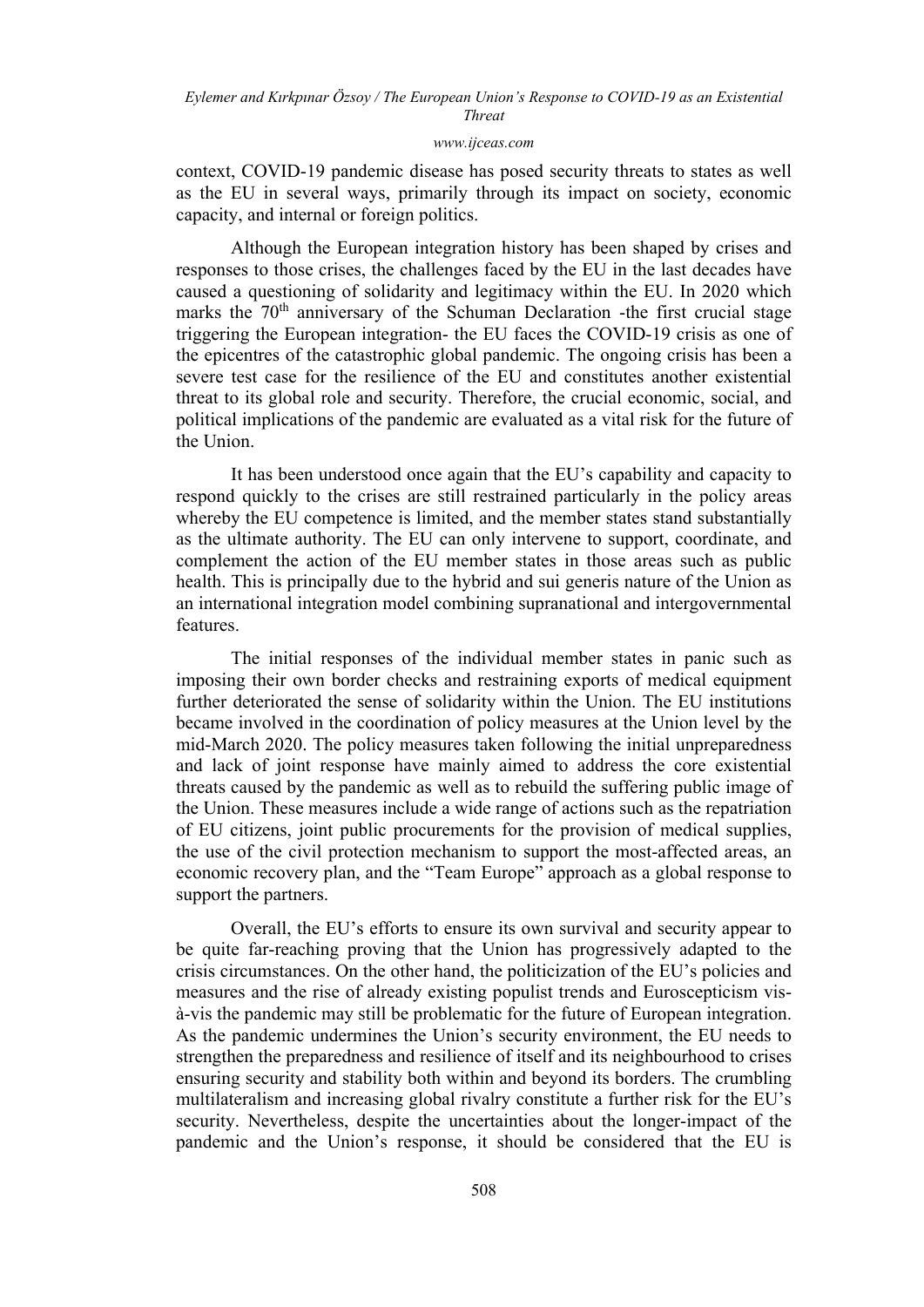context, COVID-19 pandemic disease has posed security threats to states as well as the EU in several ways, primarily through its impact on society, economic capacity, and internal or foreign politics.

Although the European integration history has been shaped by crises and responses to those crises, the challenges faced by the EU in the last decades have caused a questioning of solidarity and legitimacy within the EU. In 2020 which marks the 70th anniversary of the Schuman Declaration -the first crucial stage triggering the European integration- the EU faces the COVID-19 crisis as one of the epicentres of the catastrophic global pandemic. The ongoing crisis has been a severe test case for the resilience of the EU and constitutes another existential threat to its global role and security. Therefore, the crucial economic, social, and political implications of the pandemic are evaluated as a vital risk for the future of the Union.

It has been understood once again that the EU's capability and capacity to respond quickly to the crises are still restrained particularly in the policy areas whereby the EU competence is limited, and the member states stand substantially as the ultimate authority. The EU can only intervene to support, coordinate, and complement the action of the EU member states in those areas such as public health. This is principally due to the hybrid and sui generis nature of the Union as an international integration model combining supranational and intergovernmental features.

The initial responses of the individual member states in panic such as imposing their own border checks and restraining exports of medical equipment further deteriorated the sense of solidarity within the Union. The EU institutions became involved in the coordination of policy measures at the Union level by the mid-March 2020. The policy measures taken following the initial unpreparedness and lack of joint response have mainly aimed to address the core existential threats caused by the pandemic as well as to rebuild the suffering public image of the Union. These measures include a wide range of actions such as the repatriation of EU citizens, joint public procurements for the provision of medical supplies, the use of the civil protection mechanism to support the most-affected areas, an economic recovery plan, and the "Team Europe" approach as a global response to support the partners.

Overall, the EU's efforts to ensure its own survival and security appear to be quite far-reaching proving that the Union has progressively adapted to the crisis circumstances. On the other hand, the politicization of the EU's policies and measures and the rise of already existing populist trends and Euroscepticism vis-à-vis the pandemic may still be problematic for the future of European integration. As the pandemic undermines the Union's security environment, the EU needs to strengthen the preparedness and resilience of itself and its neighbourhood to crises ensuring security and stability both within and beyond its borders. The crumbling multilateralism and increasing global rivalry constitute a further risk for the EU's security. Nevertheless, despite the uncertainties about the longer-impact of the pandemic and the Union's response, it should be considered that the EU is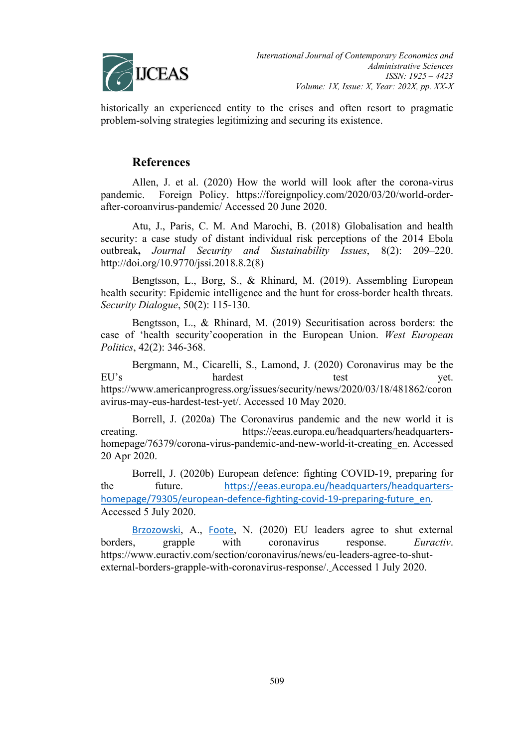historically an experienced entity to the crises and often resort to pragmatic problem-solving strategies legitimizing and securing its existence.

## References

Allen, J. et al. (2020) How the world will look after the corona-virus pandemic. Foreign Policy. https://foreignpolicy.com/2020/03/20/world-order-after-coroanvirus-pandemic/ Accessed 20 June 2020.

Atu, J., Paris, C. M. And Marochi, B. (2018) Globalisation and health security: a case study of distant individual risk perceptions of the 2014 Ebola outbreak**,** *Journal Security and Sustainability Issues*, 8(2): 209–220. http://doi.org/10.9770/jssi.2018.8.2(8)

Bengtsson, L., Borg, S., & Rhinard, M. (2019). Assembling European health security: Epidemic intelligence and the hunt for cross-border health threats. *Security Dialogue*, 50(2): 115-130.

Bengtsson, L., & Rhinard, M. (2019) Securitisation across borders: the case of 'health security'cooperation in the European Union. *West European Politics*, 42(2): 346-368.

Bergmann, M., Cicarelli, S., Lamond, J. (2020) Coronavirus may be the EU's hardest test yet. https://www.americanprogress.org/issues/security/news/2020/03/18/481862/coronavirus-may-be-eus-hardest-test-yet/. Accessed 10 May 2020.

Borrell, J. (2020a) The Coronavirus pandemic and the new world it is creating. https://eeas.europa.eu/headquarters/headquarters-homepage/76379/corona-virus-pandemic-and-new-world-it-creating_en. Accessed 20 Apr 2020.

Borrell, J. (2020b) European defence: fighting COVID-19, preparing for the future. https://eeas.europa.eu/headquarters/headquarters-homepage/79305/european-defence-fighting-covid-19-preparing-future_en. Accessed 5 July 2020.

Brzozowski, A., Foote, N. (2020) EU leaders agree to shut external borders, grapple with coronavirus response. *Euractiv*. https://www.euractiv.com/section/coronavirus/news/eu-leaders-agree-to-shut-external-borders-grapple-with-coronavirus-response/. Accessed 1 July 2020.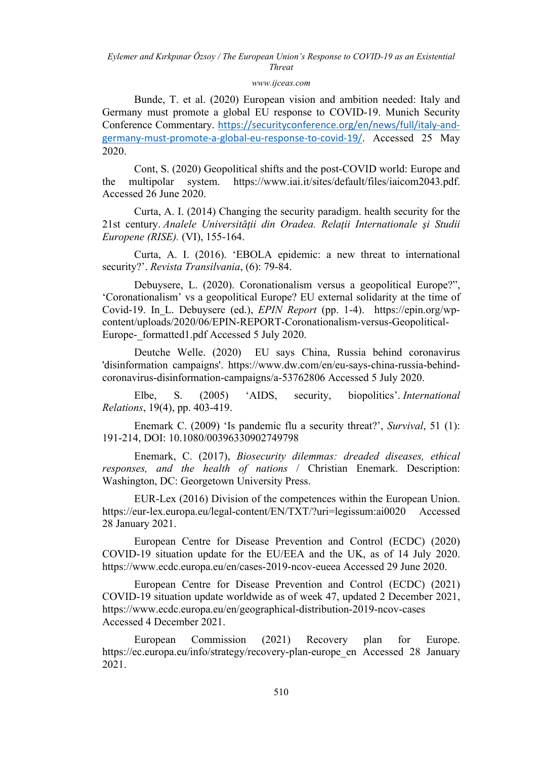Bunde, T. et al. (2020) European vision and ambition needed: Italy and Germany must promote a global EU response to COVID-19. Munich Security Conference Commentary. https://securityconference.org/en/news/full/italy-and-germany-must-promote-a-global-eu-response-to-covid-19/. Accessed 25 May 2020.

Cont, S. (2020) Geopolitical shifts and the post-COVID world: Europe and the multipolar system. https://www.iai.it/sites/default/files/iaicom2043.pdf. Accessed 26 June 2020.

Curta, A. I. (2014) Changing the security paradigm. health security for the 21st century. *Analele Universităţii din Oradea. Relaţii Internationale şi Studii Europene (RISE).* (VI), 155-164.

Curta, A. I. (2016). 'EBOLA epidemic: a new threat to international security?'. *Revista Transilvania*, (6): 79-84.

Debuysere, L. (2020). Coronationalism versus a geopolitical Europe?", 'Coronationalism' vs a geopolitical Europe? EU external solidarity at the time of Covid-19. In_L. Debuysere (ed.), *EPIN Report* (pp. 1-4). https://epin.org/wp-content/uploads/2020/06/EPIN-REPORT-Coronationalism-versus-Geopolitical-Europe-_formatted1.pdf Accessed 5 July 2020.

Deutche Welle. (2020) EU says China, Russia behind coronavirus 'disinformation campaigns'. https://www.dw.com/en/eu-says-china-russia-behind-coronavirus-disinformation-campaigns/a-53762806 Accessed 5 July 2020.

Elbe, S. (2005) 'AIDS, security, biopolitics'. *International Relations*, 19(4), pp. 403-419.

Enemark C. (2009) 'Is pandemic flu a security threat?', *Survival*, 51 (1): 191-214, DOI: 10.1080/00396330902749798

Enemark, C. (2017), *Biosecurity dilemmas: dreaded diseases, ethical responses, and the health of nations* / Christian Enemark. Description: Washington, DC: Georgetown University Press.

EUR-Lex (2016) Division of the competences within the European Union. https://eur-lex.europa.eu/legal-content/EN/TXT/?uri=legissum:ai0020 Accessed 28 January 2021.

European Centre for Disease Prevention and Control (ECDC) (2020) COVID-19 situation update for the EU/EEA and the UK, as of 14 July 2020. https://www.ecdc.europa.eu/en/cases-2019-ncov-eueea Accessed 29 June 2020.

European Centre for Disease Prevention and Control (ECDC) (2021) COVID-19 situation update worldwide as of week 47, updated 2 December 2021, https://www.ecdc.europa.eu/en/geographical-distribution-2019-ncov-cases Accessed 4 December 2021.

European Commission (2021) Recovery plan for Europe. https://ec.europa.eu/info/strategy/recovery-plan-europe_en Accessed 28 January 2021.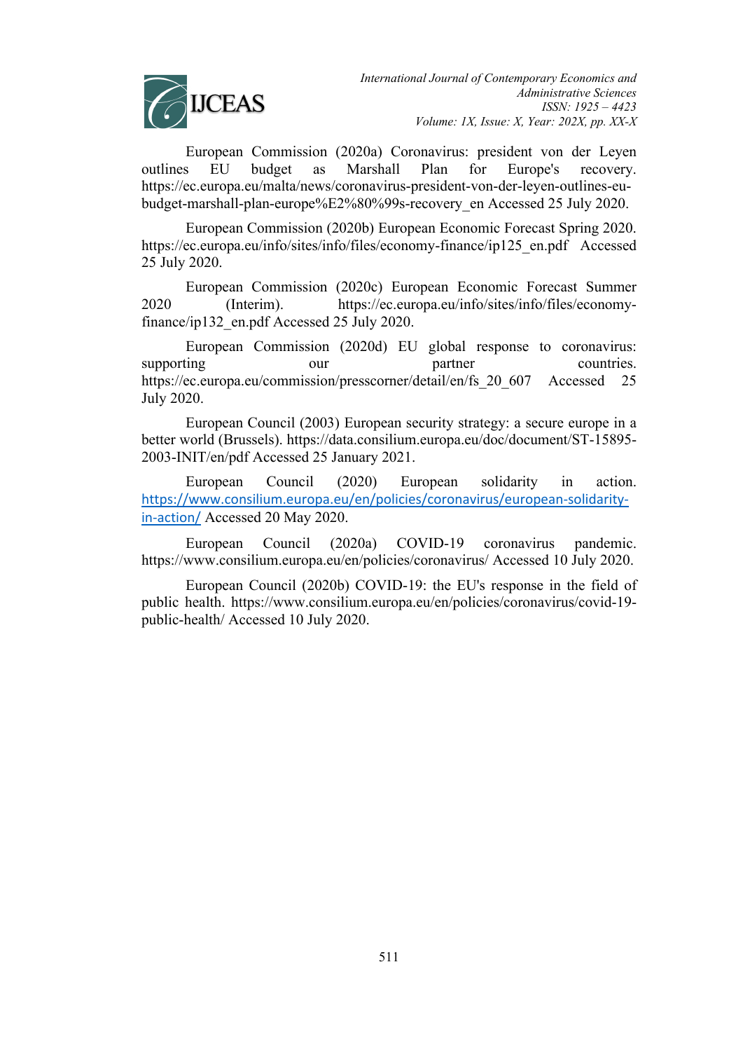European Commission (2020a) Coronavirus: president von der Leyen outlines EU budget as Marshall Plan for Europe's recovery. https://ec.europa.eu/malta/news/coronavirus-president-von-der-leyen-outlines-eu-budget-marshall-plan-europe%E2%80%99s-recovery_en Accessed 25 July 2020.

European Commission (2020b) European Economic Forecast Spring 2020. https://ec.europa.eu/info/sites/info/files/economy-finance/ip125_en.pdf Accessed 25 July 2020.

European Commission (2020c) European Economic Forecast Summer 2020 (Interim). https://ec.europa.eu/info/sites/info/files/economy-finance/ip132_en.pdf Accessed 25 July 2020.

European Commission (2020d) EU global response to coronavirus: supporting our partner countries. https://ec.europa.eu/commission/presscorner/detail/en/fs_20_607 Accessed 25 July 2020.

European Council (2003) European security strategy: a secure europe in a better world (Brussels). https://data.consilium.europa.eu/doc/document/ST-15895-2003-INIT/en/pdf Accessed 25 January 2021.

European Council (2020) European solidarity in action. https://www.consilium.europa.eu/en/policies/coronavirus/european-solidarity-in-action/ Accessed 20 May 2020.

European Council (2020a) COVID-19 coronavirus pandemic. https://www.consilium.europa.eu/en/policies/coronavirus/ Accessed 10 July 2020.

European Council (2020b) COVID-19: the EU's response in the field of public health. https://www.consilium.europa.eu/en/policies/coronavirus/covid-19-public-health/ Accessed 10 July 2020.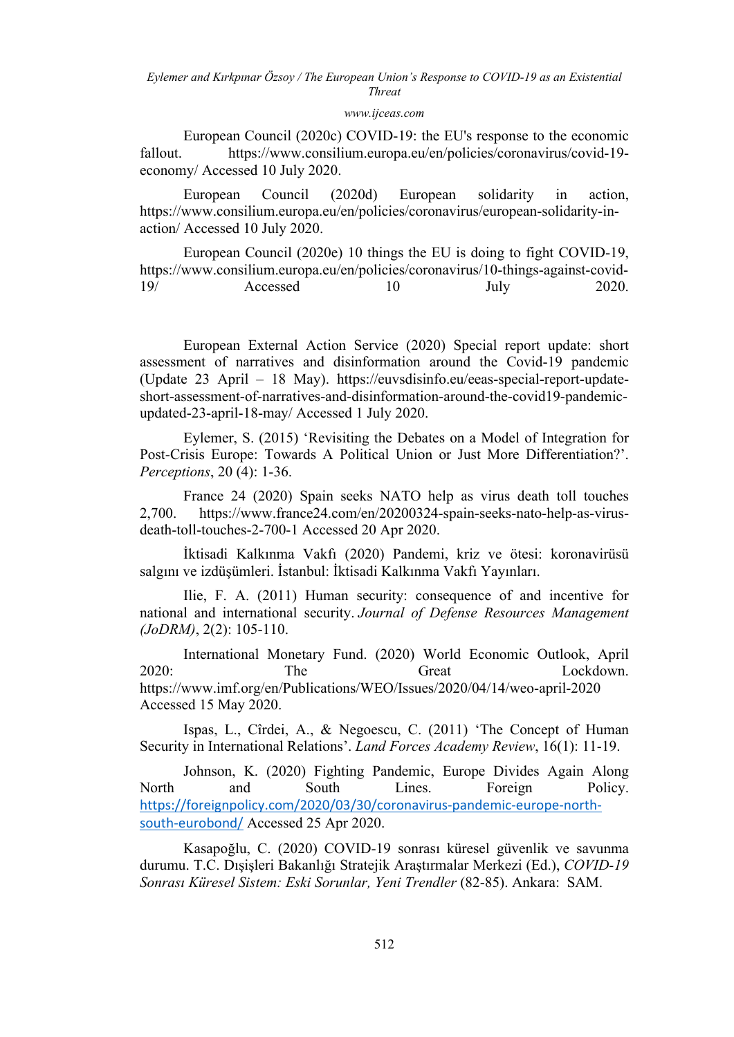European Council (2020c) COVID-19: the EU's response to the economic fallout. https://www.consilium.europa.eu/en/policies/coronavirus/covid-19-economy/ Accessed 10 July 2020.

European Council (2020d) European solidarity in action, https://www.consilium.europa.eu/en/policies/coronavirus/european-solidarity-in-action/ Accessed 10 July 2020.

European Council (2020e) 10 things the EU is doing to fight COVID-19, https://www.consilium.europa.eu/en/policies/coronavirus/10-things-against-covid-19/ Accessed 10 July 2020.

European External Action Service (2020) Special report update: short assessment of narratives and disinformation around the Covid-19 pandemic (Update 23 April – 18 May). https://euvsdisinfo.eu/eeas-special-report-update-short-assessment-of-narratives-and-disinformation-around-the-covid19-pandemic-updated-23-april-18-may/ Accessed 1 July 2020.

Eylemer, S. (2015) 'Revisiting the Debates on a Model of Integration for Post-Crisis Europe: Towards A Political Union or Just More Differentiation?'. *Perceptions*, 20 (4): 1-36.

France 24 (2020) Spain seeks NATO help as virus death toll touches 2,700. https://www.france24.com/en/20200324-spain-seeks-nato-help-as-virus-death-toll-touches-2-700-1 Accessed 20 Apr 2020.

İktisadi Kalkınma Vakfı (2020) Pandemi, kriz ve ötesi: koronavirüsü salgını ve izdüşümleri. İstanbul: İktisadi Kalkınma Vakfı Yayınları.

Ilie, F. A. (2011) Human security: consequence of and incentive for national and international security. *Journal of Defense Resources Management (JoDRM)*, 2(2): 105-110.

International Monetary Fund. (2020) World Economic Outlook, April 2020: The Great Lockdown. https://www.imf.org/en/Publications/WEO/Issues/2020/04/14/weo-april-2020 Accessed 15 May 2020.

Ispas, L., Cîrdei, A., & Negoescu, C. (2011) 'The Concept of Human Security in International Relations'. *Land Forces Academy Review*, 16(1): 11-19.

Johnson, K. (2020) Fighting Pandemic, Europe Divides Again Along North and South Lines. Foreign Policy. https://foreignpolicy.com/2020/03/30/coronavirus-pandemic-europe-north-south-eurobond/ Accessed 25 Apr 2020.

Kasapoğlu, C. (2020) COVID-19 sonrası küresel güvenlik ve savunma durumu. T.C. Dışişleri Bakanlığı Stratejik Araştırmalar Merkezi (Ed.), *COVID-19 Sonrası Küresel Sistem: Eski Sorunlar, Yeni Trendler* (82-85). Ankara: SAM.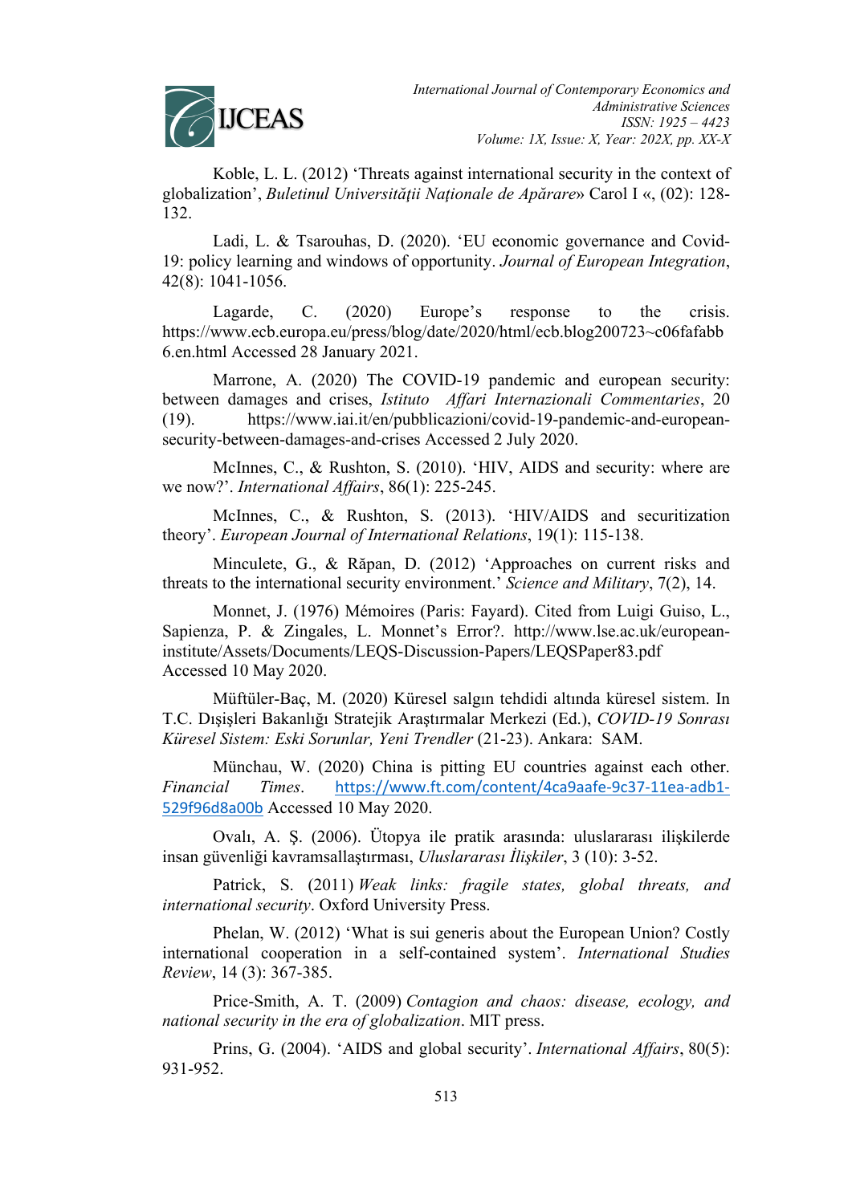Koble, L. L. (2012) ‘Threats against international security in the context of globalization’, *Buletinul Universităţii Naţionale de Apărare*» Carol I «, (02): 128-132.

Ladi, L. & Tsarouhas, D. (2020). ‘EU economic governance and Covid-19: policy learning and windows of opportunity. *Journal of European Integration*, 42(8): 1041-1056.

Lagarde, C. (2020) Europe’s response to the crisis. https://www.ecb.europa.eu/press/blog/date/2020/html/ecb.blog200723~c06fafabb6.en.html Accessed 28 January 2021.

Marrone, A. (2020) The COVID-19 pandemic and european security: between damages and crises, *Istituto Affari Internazionali Commentaries*, 20 (19). https://www.iai.it/en/pubblicazioni/covid-19-pandemic-and-european-security-between-damages-and-crises Accessed 2 July 2020.

McInnes, C., & Rushton, S. (2010). ‘HIV, AIDS and security: where are we now?’. *International Affairs*, 86(1): 225-245.

McInnes, C., & Rushton, S. (2013). ‘HIV/AIDS and securitization theory’. *European Journal of International Relations*, 19(1): 115-138.

Minculete, G., & Răpan, D. (2012) ‘Approaches on current risks and threats to the international security environment.’ *Science and Military*, 7(2), 14.

Monnet, J. (1976) Mémoires (Paris: Fayard). Cited from Luigi Guiso, L., Sapienza, P. & Zingales, L. Monnet’s Error?. http://www.lse.ac.uk/european-institute/Assets/Documents/LEQS-Discussion-Papers/LEQSPaper83.pdf Accessed 10 May 2020.

Müftüler-Baç, M. (2020) Küresel salgın tehdidi altında küresel sistem. In T.C. Dışişleri Bakanlığı Stratejik Araştırmalar Merkezi (Ed.), *COVID-19 Sonrası Küresel Sistem: Eski Sorunlar, Yeni Trendler* (21-23). Ankara: SAM.

Münchau, W. (2020) China is pitting EU countries against each other. *Financial Times*. https://www.ft.com/content/4ca9aafe-9c37-11ea-adb1-529f96d8a00b Accessed 10 May 2020.

Ovalı, A. Ş. (2006). Ütopya ile pratik arasında: uluslararası ilişkilerde insan güvenliği kavramsallaştırması, *Uluslararası İlişkiler*, 3 (10): 3-52.

Patrick, S. (2011) *Weak links: fragile states, global threats, and international security*. Oxford University Press.

Phelan, W. (2012) ‘What is sui generis about the European Union? Costly international cooperation in a self-contained system’. *International Studies Review*, 14 (3): 367-385.

Price-Smith, A. T. (2009) *Contagion and chaos: disease, ecology, and national security in the era of globalization*. MIT press.

Prins, G. (2004). ‘AIDS and global security’. *International Affairs*, 80(5): 931-952.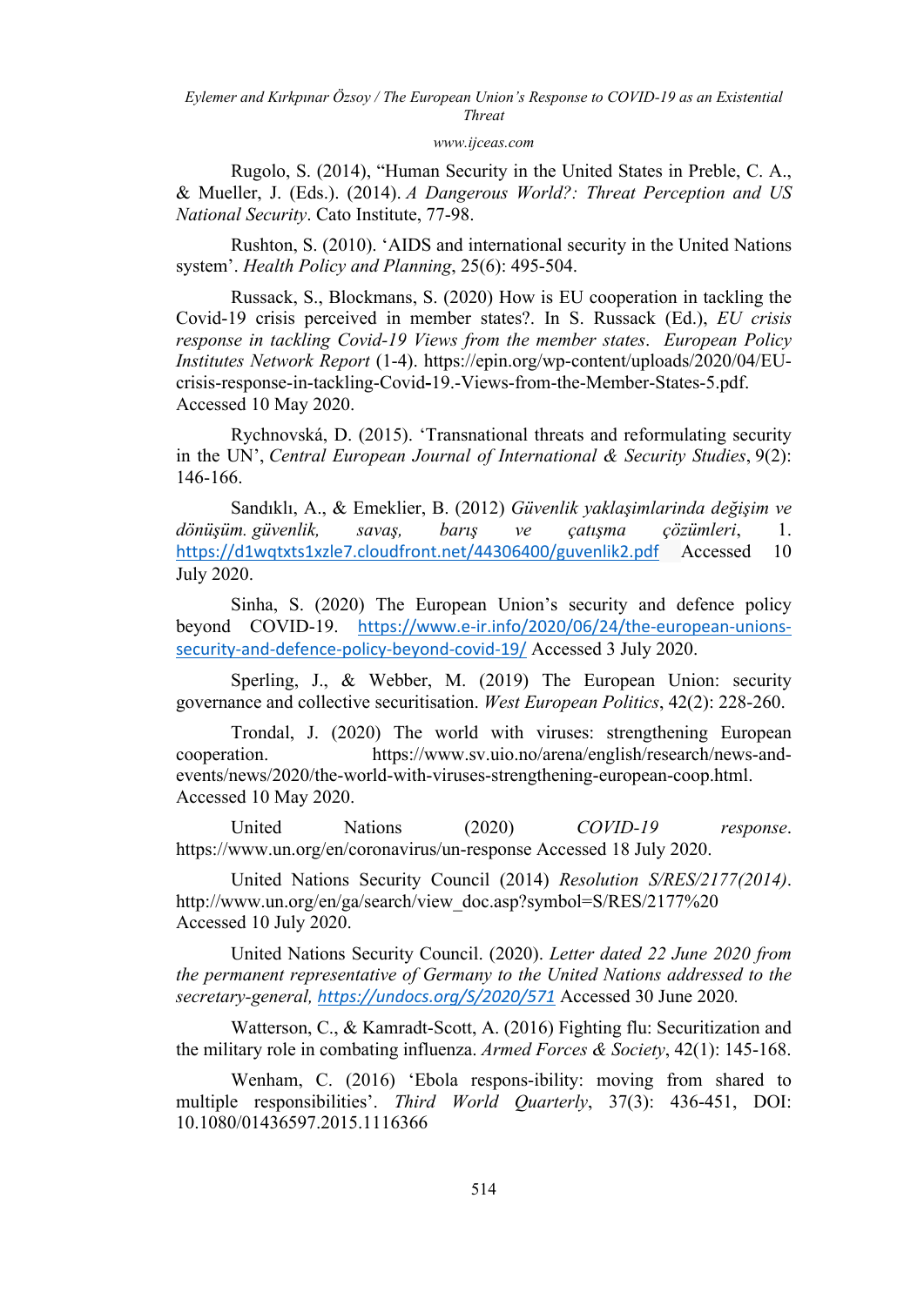Rugolo, S. (2014), "Human Security in the United States in Preble, C. A., & Mueller, J. (Eds.). (2014). *A Dangerous World?: Threat Perception and US National Security*. Cato Institute, 77-98.

Rushton, S. (2010). 'AIDS and international security in the United Nations system'. *Health Policy and Planning*, 25(6): 495-504.

Russack, S., Blockmans, S. (2020) How is EU cooperation in tackling the Covid-19 crisis perceived in member states?. In S. Russack (Ed.), *EU crisis response in tackling Covid-19 Views from the member states*. *European Policy Institutes Network Report* (1-4). https://epin.org/wp-content/uploads/2020/04/EU-crisis-response-in-tackling-Covid-19.-Views-from-the-Member-States-5.pdf. Accessed 10 May 2020.

Rychnovská, D. (2015). 'Transnational threats and reformulating security in the UN', *Central European Journal of International & Security Studies*, 9(2): 146-166.

Sandıklı, A., & Emeklier, B. (2012) *Güvenlik yaklaşimlarinda değişim ve dönüşüm. güvenlik, savaş, barış ve çatışma çözümleri*, 1. https://d1wqtxts1xzle7.cloudfront.net/44306400/guvenlik2.pdf Accessed 10 July 2020.

Sinha, S. (2020) The European Union's security and defence policy beyond COVID-19. https://www.e-ir.info/2020/06/24/the-european-unions-security-and-defence-policy-beyond-covid-19/ Accessed 3 July 2020.

Sperling, J., & Webber, M. (2019) The European Union: security governance and collective securitisation. *West European Politics*, 42(2): 228-260.

Trondal, J. (2020) The world with viruses: strengthening European cooperation. https://www.sv.uio.no/arena/english/research/news-and-events/news/2020/the-world-with-viruses-strengthening-european-coop.html. Accessed 10 May 2020.

United Nations (2020) *COVID-19 response*. https://www.un.org/en/coronavirus/un-response Accessed 18 July 2020.

United Nations Security Council (2014) *Resolution S/RES/2177(2014)*. http://www.un.org/en/ga/search/view_doc.asp?symbol=S/RES/2177%20 Accessed 10 July 2020.

United Nations Security Council. (2020). *Letter dated 22 June 2020 from the permanent representative of Germany to the United Nations addressed to the secretary-general*, *https://undocs.org/S/2020/571* Accessed 30 June 2020*.*

Watterson, C., & Kamradt-Scott, A. (2016) Fighting flu: Securitization and the military role in combating influenza. *Armed Forces & Society*, 42(1): 145-168.

Wenham, C. (2016) 'Ebola respons-ibility: moving from shared to multiple responsibilities'. *Third World Quarterly*, 37(3): 436-451, DOI: 10.1080/01436597.2015.1116366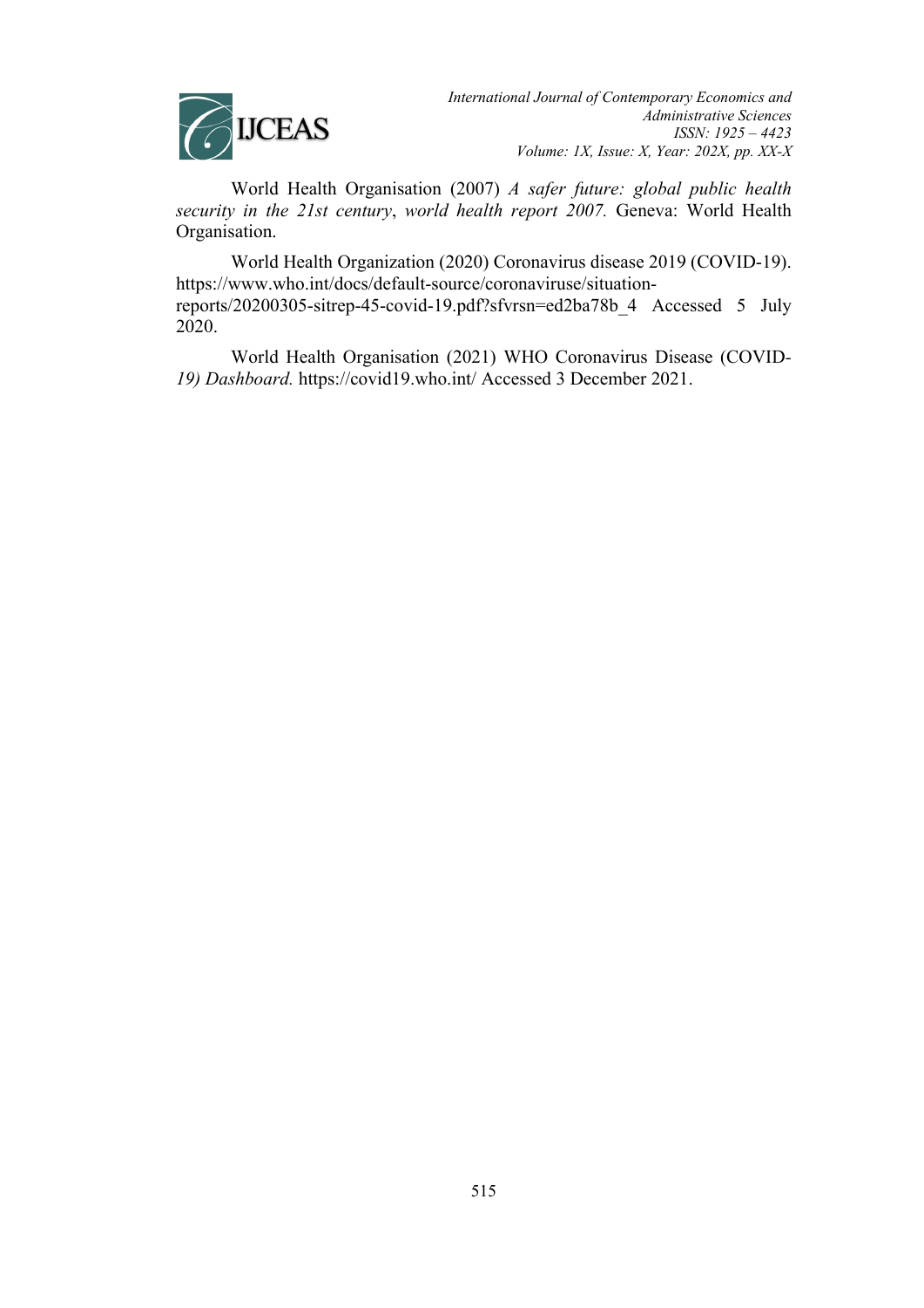World Health Organisation (2007) *A safer future: global public health security in the 21st century*, *world health report 2007.* Geneva: World Health Organisation.

World Health Organization (2020) Coronavirus disease 2019 (COVID-19). https://www.who.int/docs/default-source/coronaviruse/situation-reports/20200305-sitrep-45-covid-19.pdf?sfvrsn=ed2ba78b_4 Accessed 5 July 2020.

World Health Organisation (2021) WHO Coronavirus Disease (COVID-*19) Dashboard.* https://covid19.who.int/ Accessed 3 December 2021.